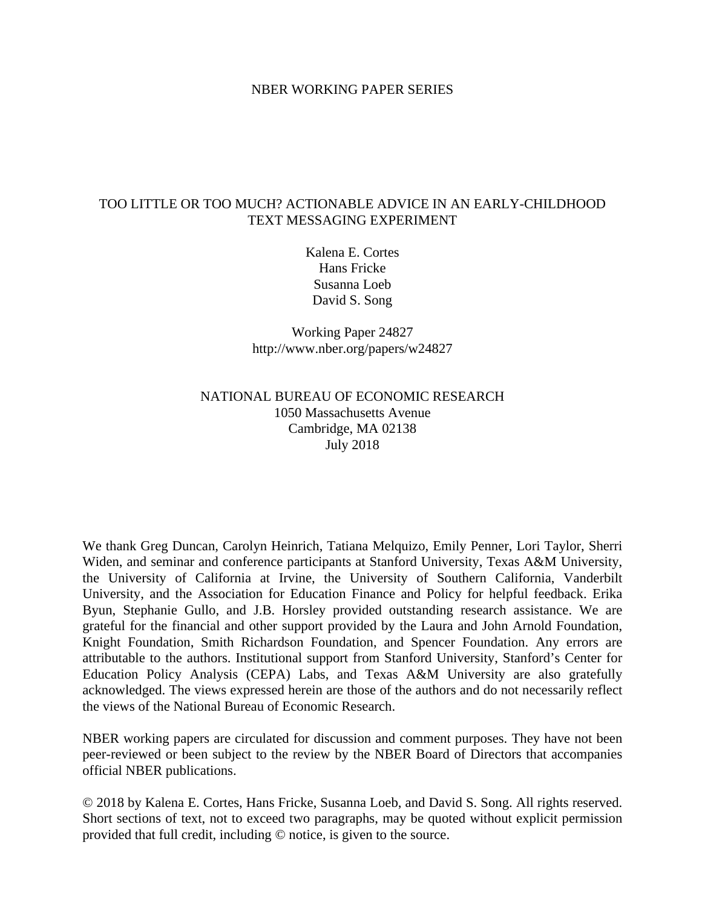NBER WORKING PAPER SERIES

# TOO LITTLE OR TOO MUCH? ACTIONABLE ADVICE IN AN EARLY-CHILDHOOD TEXT MESSAGING EXPERIMENT

Kalena E. Cortes
Hans Fricke
Susanna Loeb
David S. Song

Working Paper 24827
http://www.nber.org/papers/w24827

NATIONAL BUREAU OF ECONOMIC RESEARCH
1050 Massachusetts Avenue
Cambridge, MA 02138
July 2018

We thank Greg Duncan, Carolyn Heinrich, Tatiana Melquizo, Emily Penner, Lori Taylor, Sherri Widen, and seminar and conference participants at Stanford University, Texas A&M University, the University of California at Irvine, the University of Southern California, Vanderbilt University, and the Association for Education Finance and Policy for helpful feedback. Erika Byun, Stephanie Gullo, and J.B. Horsley provided outstanding research assistance. We are grateful for the financial and other support provided by the Laura and John Arnold Foundation, Knight Foundation, Smith Richardson Foundation, and Spencer Foundation. Any errors are attributable to the authors. Institutional support from Stanford University, Stanford's Center for Education Policy Analysis (CEPA) Labs, and Texas A&M University are also gratefully acknowledged. The views expressed herein are those of the authors and do not necessarily reflect the views of the National Bureau of Economic Research.

NBER working papers are circulated for discussion and comment purposes. They have not been peer-reviewed or been subject to the review by the NBER Board of Directors that accompanies official NBER publications.

© 2018 by Kalena E. Cortes, Hans Fricke, Susanna Loeb, and David S. Song. All rights reserved. Short sections of text, not to exceed two paragraphs, may be quoted without explicit permission provided that full credit, including © notice, is given to the source.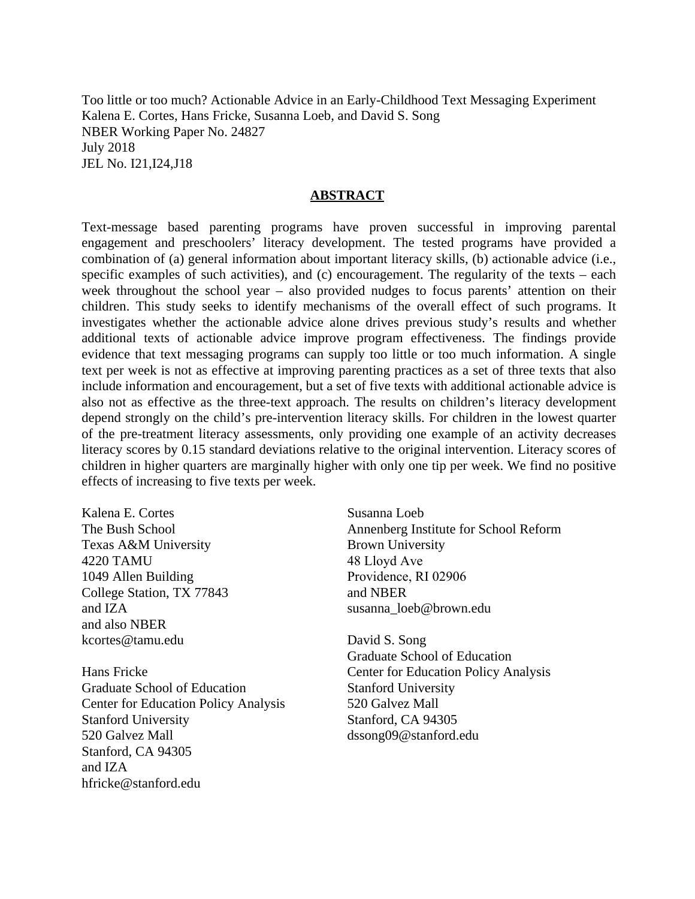Too little or too much? Actionable Advice in an Early-Childhood Text Messaging Experiment
Kalena E. Cortes, Hans Fricke, Susanna Loeb, and David S. Song
NBER Working Paper No. 24827
July 2018
JEL No. I21,I24,J18

## ABSTRACT

Text-message based parenting programs have proven successful in improving parental engagement and preschoolers' literacy development. The tested programs have provided a combination of (a) general information about important literacy skills, (b) actionable advice (i.e., specific examples of such activities), and (c) encouragement. The regularity of the texts – each week throughout the school year – also provided nudges to focus parents' attention on their children. This study seeks to identify mechanisms of the overall effect of such programs. It investigates whether the actionable advice alone drives previous study's results and whether additional texts of actionable advice improve program effectiveness. The findings provide evidence that text messaging programs can supply too little or too much information. A single text per week is not as effective at improving parenting practices as a set of three texts that also include information and encouragement, but a set of five texts with additional actionable advice is also not as effective as the three-text approach. The results on children's literacy development depend strongly on the child's pre-intervention literacy skills. For children in the lowest quarter of the pre-treatment literacy assessments, only providing one example of an activity decreases literacy scores by 0.15 standard deviations relative to the original intervention. Literacy scores of children in higher quarters are marginally higher with only one tip per week. We find no positive effects of increasing to five texts per week.

Kalena E. Cortes
The Bush School
Texas A&M University
4220 TAMU
1049 Allen Building
College Station, TX 77843
and IZA
and also NBER
kcortes@tamu.edu

Hans Fricke
Graduate School of Education
Center for Education Policy Analysis
Stanford University
520 Galvez Mall
Stanford, CA 94305
and IZA
hfricke@stanford.edu

Susanna Loeb
Annenberg Institute for School Reform
Brown University
48 Lloyd Ave
Providence, RI 02906
and NBER
susanna_loeb@brown.edu

David S. Song
Graduate School of Education
Center for Education Policy Analysis
Stanford University
520 Galvez Mall
Stanford, CA 94305
dssong09@stanford.edu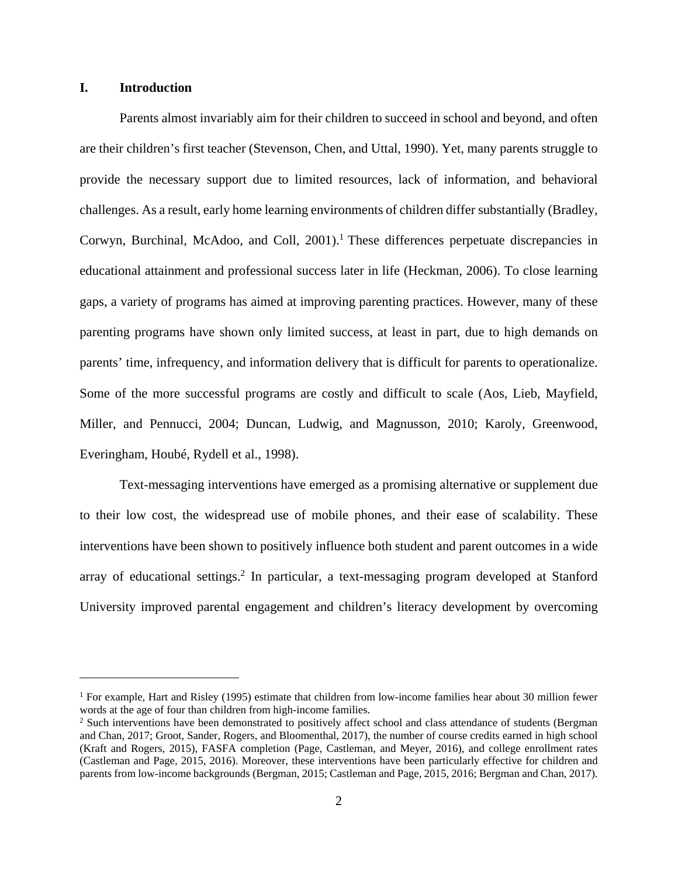## I. Introduction

Parents almost invariably aim for their children to succeed in school and beyond, and often are their children's first teacher (Stevenson, Chen, and Uttal, 1990). Yet, many parents struggle to provide the necessary support due to limited resources, lack of information, and behavioral challenges. As a result, early home learning environments of children differ substantially (Bradley, Corwyn, Burchinal, McAdoo, and Coll, 2001).[1] These differences perpetuate discrepancies in educational attainment and professional success later in life (Heckman, 2006). To close learning gaps, a variety of programs has aimed at improving parenting practices. However, many of these parenting programs have shown only limited success, at least in part, due to high demands on parents' time, infrequency, and information delivery that is difficult for parents to operationalize. Some of the more successful programs are costly and difficult to scale (Aos, Lieb, Mayfield, Miller, and Pennucci, 2004; Duncan, Ludwig, and Magnusson, 2010; Karoly, Greenwood, Everingham, Houbé, Rydell et al., 1998).

Text-messaging interventions have emerged as a promising alternative or supplement due to their low cost, the widespread use of mobile phones, and their ease of scalability. These interventions have been shown to positively influence both student and parent outcomes in a wide array of educational settings.[2] In particular, a text-messaging program developed at Stanford University improved parental engagement and children's literacy development by overcoming

[1] For example, Hart and Risley (1995) estimate that children from low-income families hear about 30 million fewer words at the age of four than children from high-income families.

[2] Such interventions have been demonstrated to positively affect school and class attendance of students (Bergman and Chan, 2017; Groot, Sander, Rogers, and Bloomenthal, 2017), the number of course credits earned in high school (Kraft and Rogers, 2015), FASFA completion (Page, Castleman, and Meyer, 2016), and college enrollment rates (Castleman and Page, 2015, 2016). Moreover, these interventions have been particularly effective for children and parents from low-income backgrounds (Bergman, 2015; Castleman and Page, 2015, 2016; Bergman and Chan, 2017).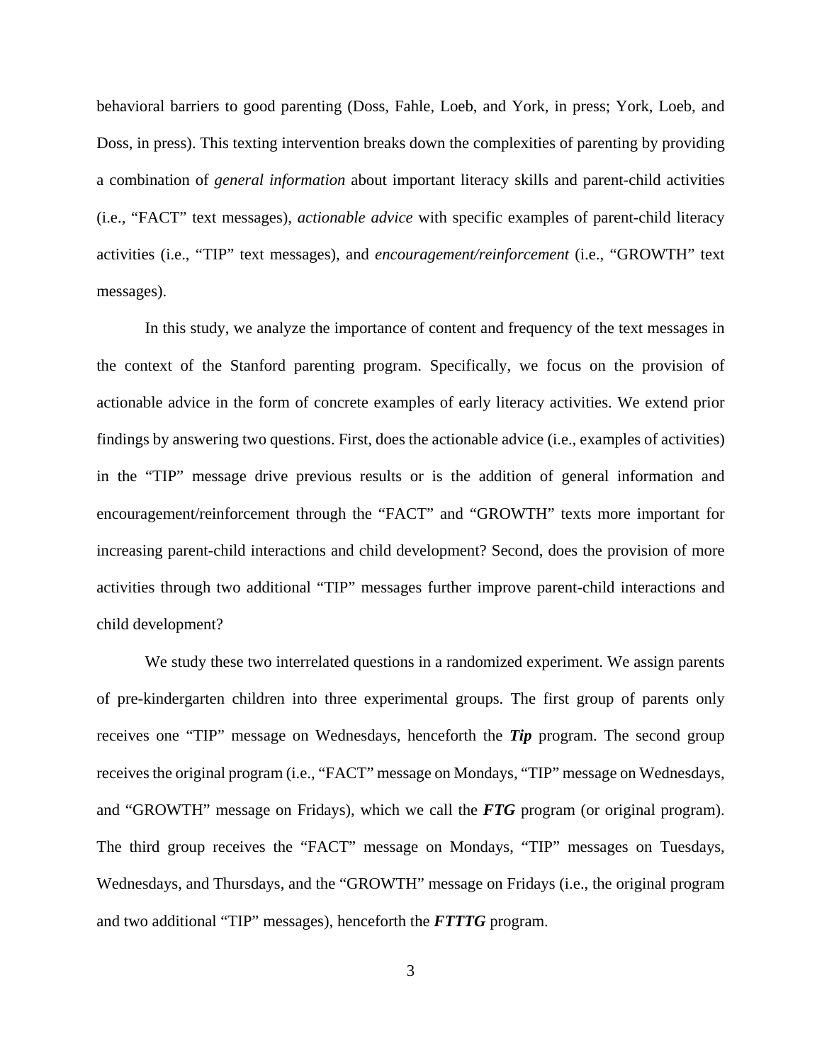behavioral barriers to good parenting (Doss, Fahle, Loeb, and York, in press; York, Loeb, and Doss, in press). This texting intervention breaks down the complexities of parenting by providing a combination of *general information* about important literacy skills and parent-child activities (i.e., "FACT" text messages), *actionable advice* with specific examples of parent-child literacy activities (i.e., "TIP" text messages), and *encouragement/reinforcement* (i.e., "GROWTH" text messages).

In this study, we analyze the importance of content and frequency of the text messages in the context of the Stanford parenting program. Specifically, we focus on the provision of actionable advice in the form of concrete examples of early literacy activities. We extend prior findings by answering two questions. First, does the actionable advice (i.e., examples of activities) in the "TIP" message drive previous results or is the addition of general information and encouragement/reinforcement through the "FACT" and "GROWTH" texts more important for increasing parent-child interactions and child development? Second, does the provision of more activities through two additional "TIP" messages further improve parent-child interactions and child development?

We study these two interrelated questions in a randomized experiment. We assign parents of pre-kindergarten children into three experimental groups. The first group of parents only receives one "TIP" message on Wednesdays, henceforth the ***Tip*** program. The second group receives the original program (i.e., "FACT" message on Mondays, "TIP" message on Wednesdays, and "GROWTH" message on Fridays), which we call the ***FTG*** program (or original program). The third group receives the "FACT" message on Mondays, "TIP" messages on Tuesdays, Wednesdays, and Thursdays, and the "GROWTH" message on Fridays (i.e., the original program and two additional "TIP" messages), henceforth the ***FTTTG*** program.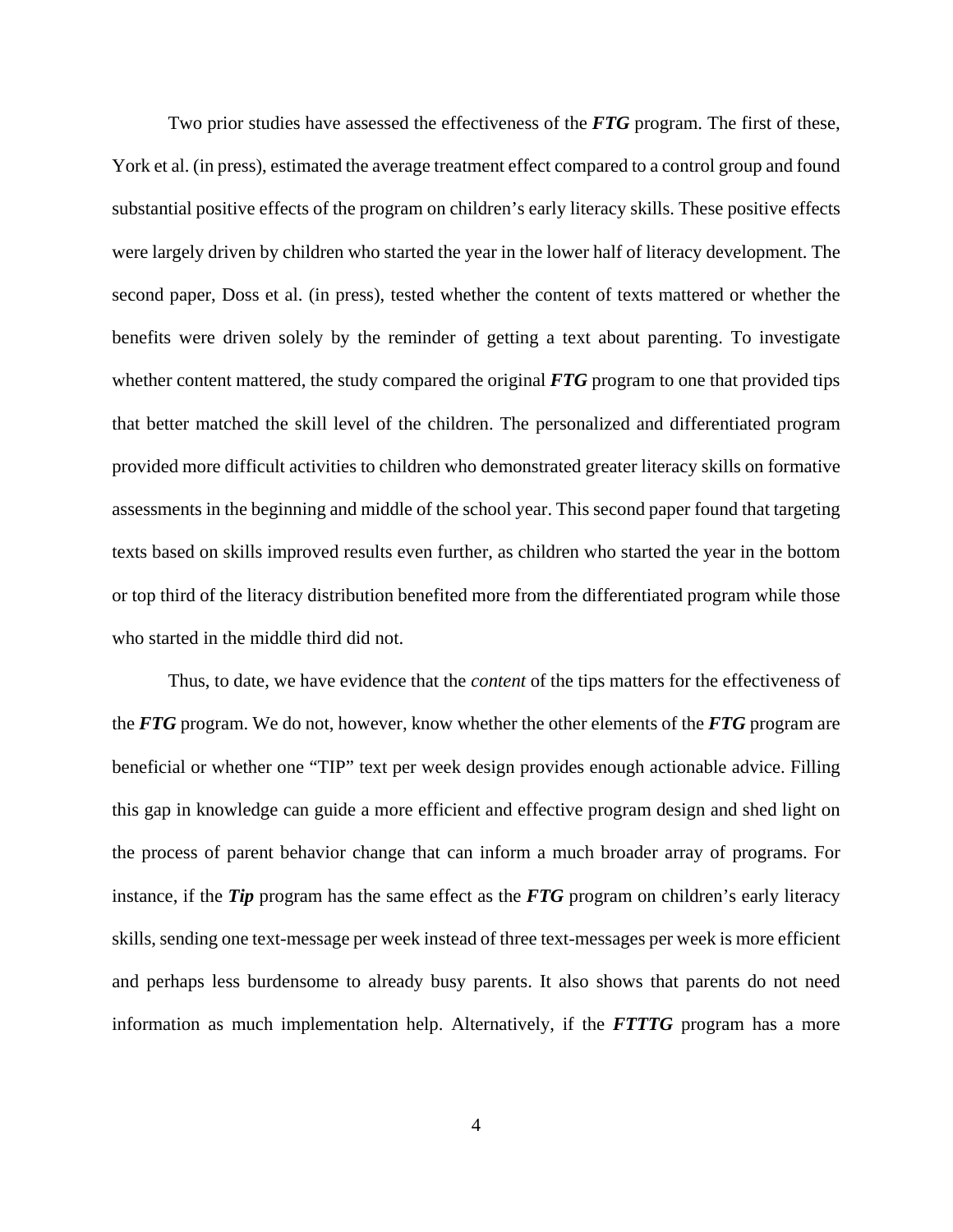Two prior studies have assessed the effectiveness of the ***FTG*** program. The first of these, York et al. (in press), estimated the average treatment effect compared to a control group and found substantial positive effects of the program on children's early literacy skills. These positive effects were largely driven by children who started the year in the lower half of literacy development. The second paper, Doss et al. (in press), tested whether the content of texts mattered or whether the benefits were driven solely by the reminder of getting a text about parenting. To investigate whether content mattered, the study compared the original ***FTG*** program to one that provided tips that better matched the skill level of the children. The personalized and differentiated program provided more difficult activities to children who demonstrated greater literacy skills on formative assessments in the beginning and middle of the school year. This second paper found that targeting texts based on skills improved results even further, as children who started the year in the bottom or top third of the literacy distribution benefited more from the differentiated program while those who started in the middle third did not.

Thus, to date, we have evidence that the *content* of the tips matters for the effectiveness of the ***FTG*** program. We do not, however, know whether the other elements of the ***FTG*** program are beneficial or whether one "TIP" text per week design provides enough actionable advice. Filling this gap in knowledge can guide a more efficient and effective program design and shed light on the process of parent behavior change that can inform a much broader array of programs. For instance, if the ***Tip*** program has the same effect as the ***FTG*** program on children's early literacy skills, sending one text-message per week instead of three text-messages per week is more efficient and perhaps less burdensome to already busy parents. It also shows that parents do not need information as much implementation help. Alternatively, if the ***FTTTG*** program has a more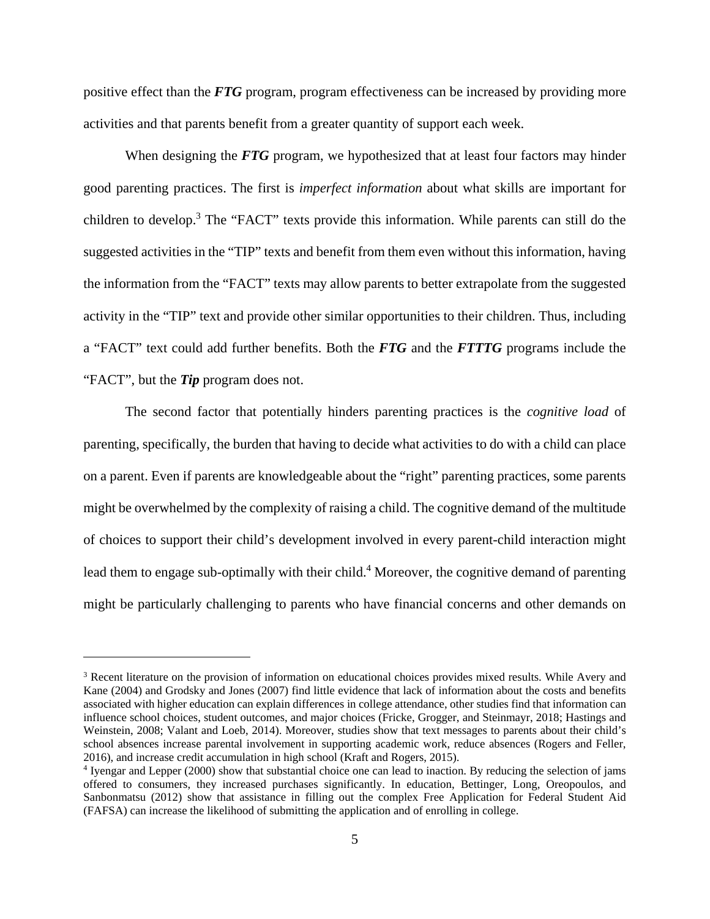positive effect than the ***FTG*** program, program effectiveness can be increased by providing more activities and that parents benefit from a greater quantity of support each week.

When designing the ***FTG*** program, we hypothesized that at least four factors may hinder good parenting practices. The first is *imperfect information* about what skills are important for children to develop.[3] The "FACT" texts provide this information. While parents can still do the suggested activities in the "TIP" texts and benefit from them even without this information, having the information from the "FACT" texts may allow parents to better extrapolate from the suggested activity in the "TIP" text and provide other similar opportunities to their children. Thus, including a "FACT" text could add further benefits. Both the ***FTG*** and the ***FTTTG*** programs include the "FACT", but the ***Tip*** program does not.

The second factor that potentially hinders parenting practices is the *cognitive load* of parenting, specifically, the burden that having to decide what activities to do with a child can place on a parent. Even if parents are knowledgeable about the "right" parenting practices, some parents might be overwhelmed by the complexity of raising a child. The cognitive demand of the multitude of choices to support their child's development involved in every parent-child interaction might lead them to engage sub-optimally with their child.[4] Moreover, the cognitive demand of parenting might be particularly challenging to parents who have financial concerns and other demands on

---

[3] Recent literature on the provision of information on educational choices provides mixed results. While Avery and Kane (2004) and Grodsky and Jones (2007) find little evidence that lack of information about the costs and benefits associated with higher education can explain differences in college attendance, other studies find that information can influence school choices, student outcomes, and major choices (Fricke, Grogger, and Steinmayr, 2018; Hastings and Weinstein, 2008; Valant and Loeb, 2014). Moreover, studies show that text messages to parents about their child's school absences increase parental involvement in supporting academic work, reduce absences (Rogers and Feller, 2016), and increase credit accumulation in high school (Kraft and Rogers, 2015).

[4] Iyengar and Lepper (2000) show that substantial choice one can lead to inaction. By reducing the selection of jams offered to consumers, they increased purchases significantly. In education, Bettinger, Long, Oreopoulos, and Sanbonmatsu (2012) show that assistance in filling out the complex Free Application for Federal Student Aid (FAFSA) can increase the likelihood of submitting the application and of enrolling in college.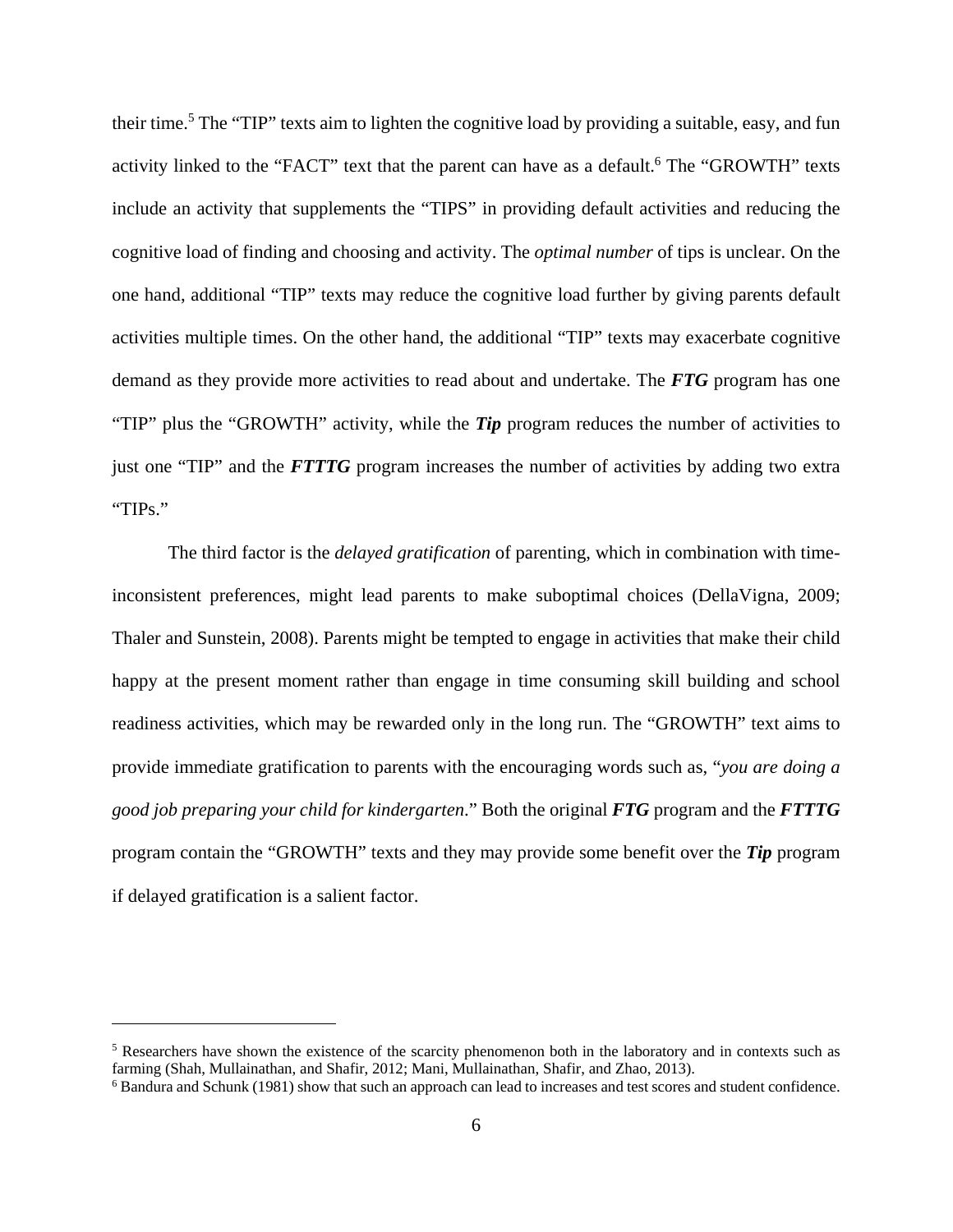their time.[5] The "TIP" texts aim to lighten the cognitive load by providing a suitable, easy, and fun activity linked to the "FACT" text that the parent can have as a default.[6] The "GROWTH" texts include an activity that supplements the "TIPS" in providing default activities and reducing the cognitive load of finding and choosing and activity. The *optimal number* of tips is unclear. On the one hand, additional "TIP" texts may reduce the cognitive load further by giving parents default activities multiple times. On the other hand, the additional "TIP" texts may exacerbate cognitive demand as they provide more activities to read about and undertake. The ***FTG*** program has one "TIP" plus the "GROWTH" activity, while the ***Tip*** program reduces the number of activities to just one "TIP" and the ***FTTTG*** program increases the number of activities by adding two extra "TIPs."

The third factor is the *delayed gratification* of parenting, which in combination with time-inconsistent preferences, might lead parents to make suboptimal choices (DellaVigna, 2009; Thaler and Sunstein, 2008). Parents might be tempted to engage in activities that make their child happy at the present moment rather than engage in time consuming skill building and school readiness activities, which may be rewarded only in the long run. The "GROWTH" text aims to provide immediate gratification to parents with the encouraging words such as, "*you are doing a good job preparing your child for kindergarten*." Both the original ***FTG*** program and the ***FTTTG*** program contain the "GROWTH" texts and they may provide some benefit over the ***Tip*** program if delayed gratification is a salient factor.

---

[5] Researchers have shown the existence of the scarcity phenomenon both in the laboratory and in contexts such as farming (Shah, Mullainathan, and Shafir, 2012; Mani, Mullainathan, Shafir, and Zhao, 2013).

[6] Bandura and Schunk (1981) show that such an approach can lead to increases and test scores and student confidence.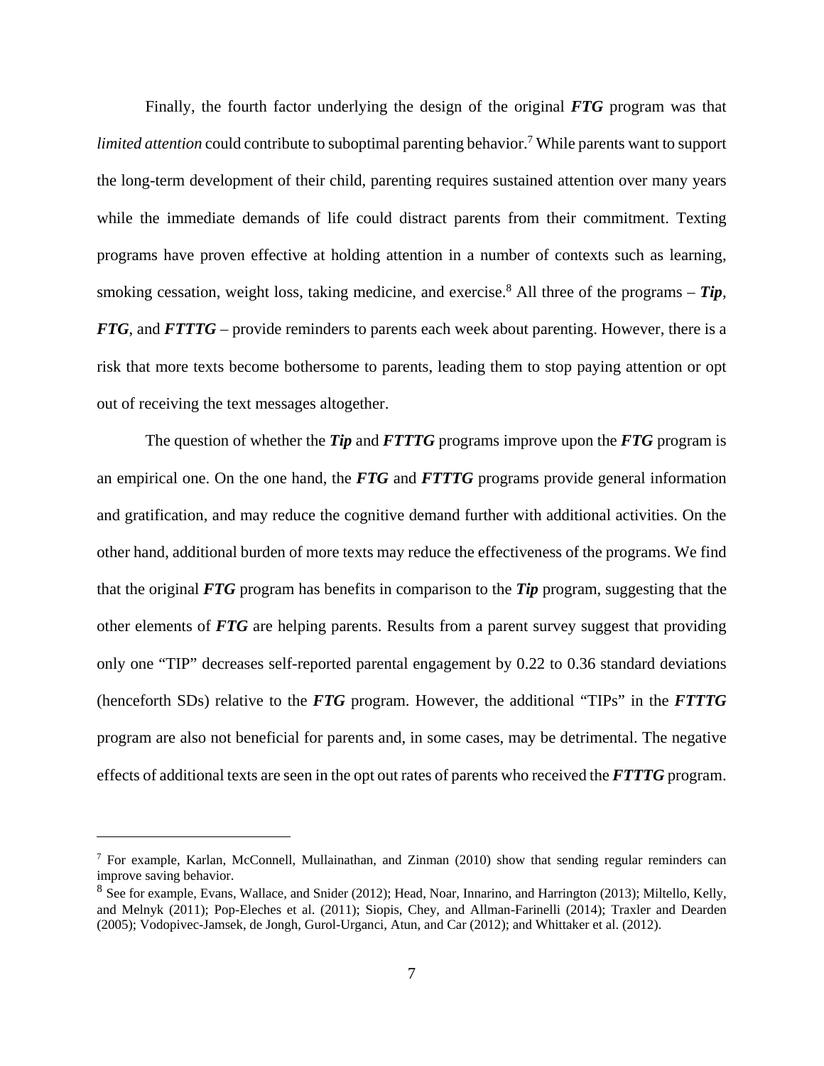Finally, the fourth factor underlying the design of the original ***FTG*** program was that *limited attention* could contribute to suboptimal parenting behavior.[7] While parents want to support the long-term development of their child, parenting requires sustained attention over many years while the immediate demands of life could distract parents from their commitment. Texting programs have proven effective at holding attention in a number of contexts such as learning, smoking cessation, weight loss, taking medicine, and exercise.[8] All three of the programs – ***Tip***, ***FTG***, and ***FTTTG*** – provide reminders to parents each week about parenting. However, there is a risk that more texts become bothersome to parents, leading them to stop paying attention or opt out of receiving the text messages altogether.

The question of whether the ***Tip*** and ***FTTTG*** programs improve upon the ***FTG*** program is an empirical one. On the one hand, the ***FTG*** and ***FTTTG*** programs provide general information and gratification, and may reduce the cognitive demand further with additional activities. On the other hand, additional burden of more texts may reduce the effectiveness of the programs. We find that the original ***FTG*** program has benefits in comparison to the ***Tip*** program, suggesting that the other elements of ***FTG*** are helping parents. Results from a parent survey suggest that providing only one "TIP" decreases self-reported parental engagement by 0.22 to 0.36 standard deviations (henceforth SDs) relative to the ***FTG*** program. However, the additional "TIPs" in the ***FTTTG*** program are also not beneficial for parents and, in some cases, may be detrimental. The negative effects of additional texts are seen in the opt out rates of parents who received the ***FTTTG*** program.

---

[7] For example, Karlan, McConnell, Mullainathan, and Zinman (2010) show that sending regular reminders can improve saving behavior.

[8] See for example, Evans, Wallace, and Snider (2012); Head, Noar, Innarino, and Harrington (2013); Miltello, Kelly, and Melnyk (2011); Pop-Eleches et al. (2011); Siopis, Chey, and Allman-Farinelli (2014); Traxler and Dearden (2005); Vodopivec-Jamsek, de Jongh, Gurol-Urganci, Atun, and Car (2012); and Whittaker et al. (2012).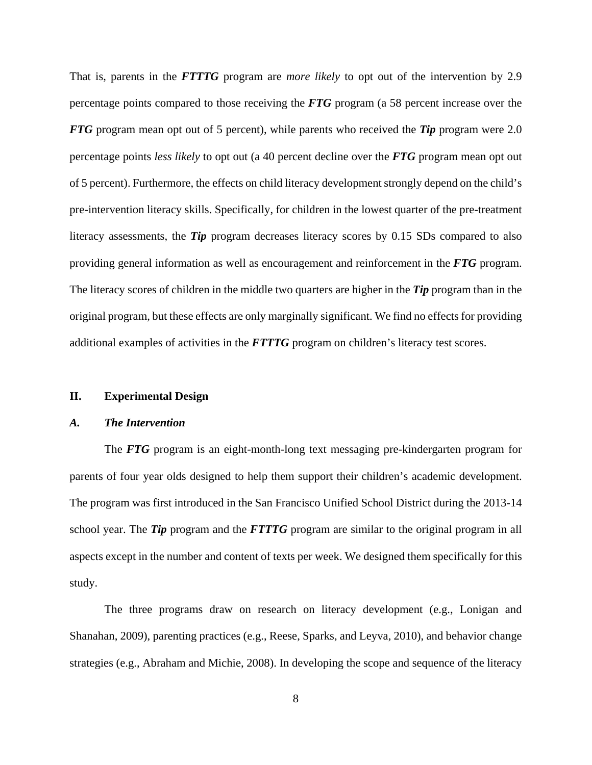That is, parents in the ***FTTTG*** program are *more likely* to opt out of the intervention by 2.9 percentage points compared to those receiving the ***FTG*** program (a 58 percent increase over the ***FTG*** program mean opt out of 5 percent), while parents who received the ***Tip*** program were 2.0 percentage points *less likely* to opt out (a 40 percent decline over the ***FTG*** program mean opt out of 5 percent). Furthermore, the effects on child literacy development strongly depend on the child's pre-intervention literacy skills. Specifically, for children in the lowest quarter of the pre-treatment literacy assessments, the ***Tip*** program decreases literacy scores by 0.15 SDs compared to also providing general information as well as encouragement and reinforcement in the ***FTG*** program. The literacy scores of children in the middle two quarters are higher in the ***Tip*** program than in the original program, but these effects are only marginally significant. We find no effects for providing additional examples of activities in the ***FTTTG*** program on children's literacy test scores.

## II. Experimental Design

### *A. The Intervention*

The ***FTG*** program is an eight-month-long text messaging pre-kindergarten program for parents of four year olds designed to help them support their children's academic development. The program was first introduced in the San Francisco Unified School District during the 2013-14 school year. The ***Tip*** program and the ***FTTTG*** program are similar to the original program in all aspects except in the number and content of texts per week. We designed them specifically for this study.

The three programs draw on research on literacy development (e.g., Lonigan and Shanahan, 2009), parenting practices (e.g., Reese, Sparks, and Leyva, 2010), and behavior change strategies (e.g., Abraham and Michie, 2008). In developing the scope and sequence of the literacy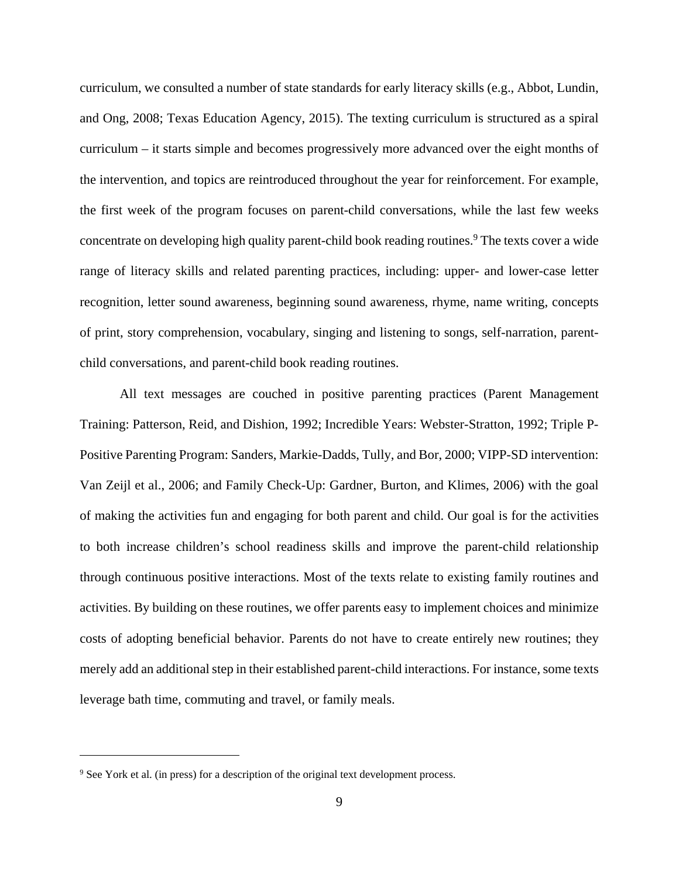curriculum, we consulted a number of state standards for early literacy skills (e.g., Abbot, Lundin, and Ong, 2008; Texas Education Agency, 2015). The texting curriculum is structured as a spiral curriculum – it starts simple and becomes progressively more advanced over the eight months of the intervention, and topics are reintroduced throughout the year for reinforcement. For example, the first week of the program focuses on parent-child conversations, while the last few weeks concentrate on developing high quality parent-child book reading routines.[9] The texts cover a wide range of literacy skills and related parenting practices, including: upper- and lower-case letter recognition, letter sound awareness, beginning sound awareness, rhyme, name writing, concepts of print, story comprehension, vocabulary, singing and listening to songs, self-narration, parent-child conversations, and parent-child book reading routines.

All text messages are couched in positive parenting practices (Parent Management Training: Patterson, Reid, and Dishion, 1992; Incredible Years: Webster-Stratton, 1992; Triple P-Positive Parenting Program: Sanders, Markie-Dadds, Tully, and Bor, 2000; VIPP-SD intervention: Van Zeijl et al., 2006; and Family Check-Up: Gardner, Burton, and Klimes, 2006) with the goal of making the activities fun and engaging for both parent and child. Our goal is for the activities to both increase children's school readiness skills and improve the parent-child relationship through continuous positive interactions. Most of the texts relate to existing family routines and activities. By building on these routines, we offer parents easy to implement choices and minimize costs of adopting beneficial behavior. Parents do not have to create entirely new routines; they merely add an additional step in their established parent-child interactions. For instance, some texts leverage bath time, commuting and travel, or family meals.

---

[9] See York et al. (in press) for a description of the original text development process.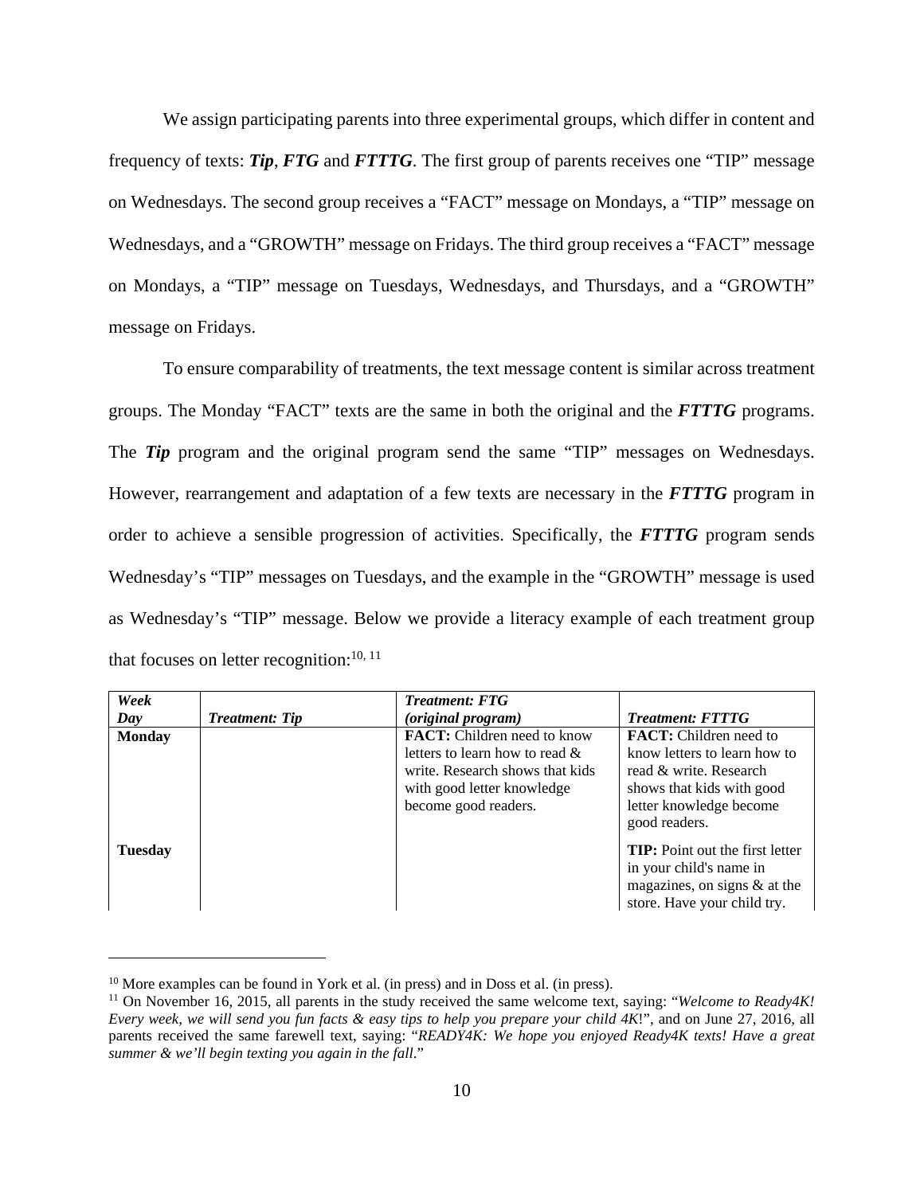We assign participating parents into three experimental groups, which differ in content and frequency of texts: ***Tip***, ***FTG*** and ***FTTTG***. The first group of parents receives one "TIP" message on Wednesdays. The second group receives a "FACT" message on Mondays, a "TIP" message on Wednesdays, and a "GROWTH" message on Fridays. The third group receives a "FACT" message on Mondays, a "TIP" message on Tuesdays, Wednesdays, and Thursdays, and a "GROWTH" message on Fridays.

To ensure comparability of treatments, the text message content is similar across treatment groups. The Monday "FACT" texts are the same in both the original and the ***FTTTG*** programs. The ***Tip*** program and the original program send the same "TIP" messages on Wednesdays. However, rearrangement and adaptation of a few texts are necessary in the ***FTTTG*** program in order to achieve a sensible progression of activities. Specifically, the ***FTTTG*** program sends Wednesday's "TIP" messages on Tuesdays, and the example in the "GROWTH" message is used as Wednesday's "TIP" message. Below we provide a literacy example of each treatment group that focuses on letter recognition:[10, 11]

| ***Week Day*** | ***Treatment: Tip*** | ***Treatment: FTG (original program)*** | ***Treatment: FTTTG*** |
|---|---|---|---|
| **Monday** | | **FACT:** Children need to know letters to learn how to read & write. Research shows that kids with good letter knowledge become good readers. | **FACT:** Children need to know letters to learn how to read & write. Research shows that kids with good letter knowledge become good readers. |
| **Tuesday** | | | **TIP:** Point out the first letter in your child's name in magazines, on signs & at the store. Have your child try. |

[10] More examples can be found in York et al. (in press) and in Doss et al. (in press).

[11] On November 16, 2015, all parents in the study received the same welcome text, saying: "*Welcome to Ready4K! Every week, we will send you fun facts & easy tips to help you prepare your child 4K*!", and on June 27, 2016, all parents received the same farewell text, saying: "*READY4K: We hope you enjoyed Ready4K texts! Have a great summer & we'll begin texting you again in the fall*."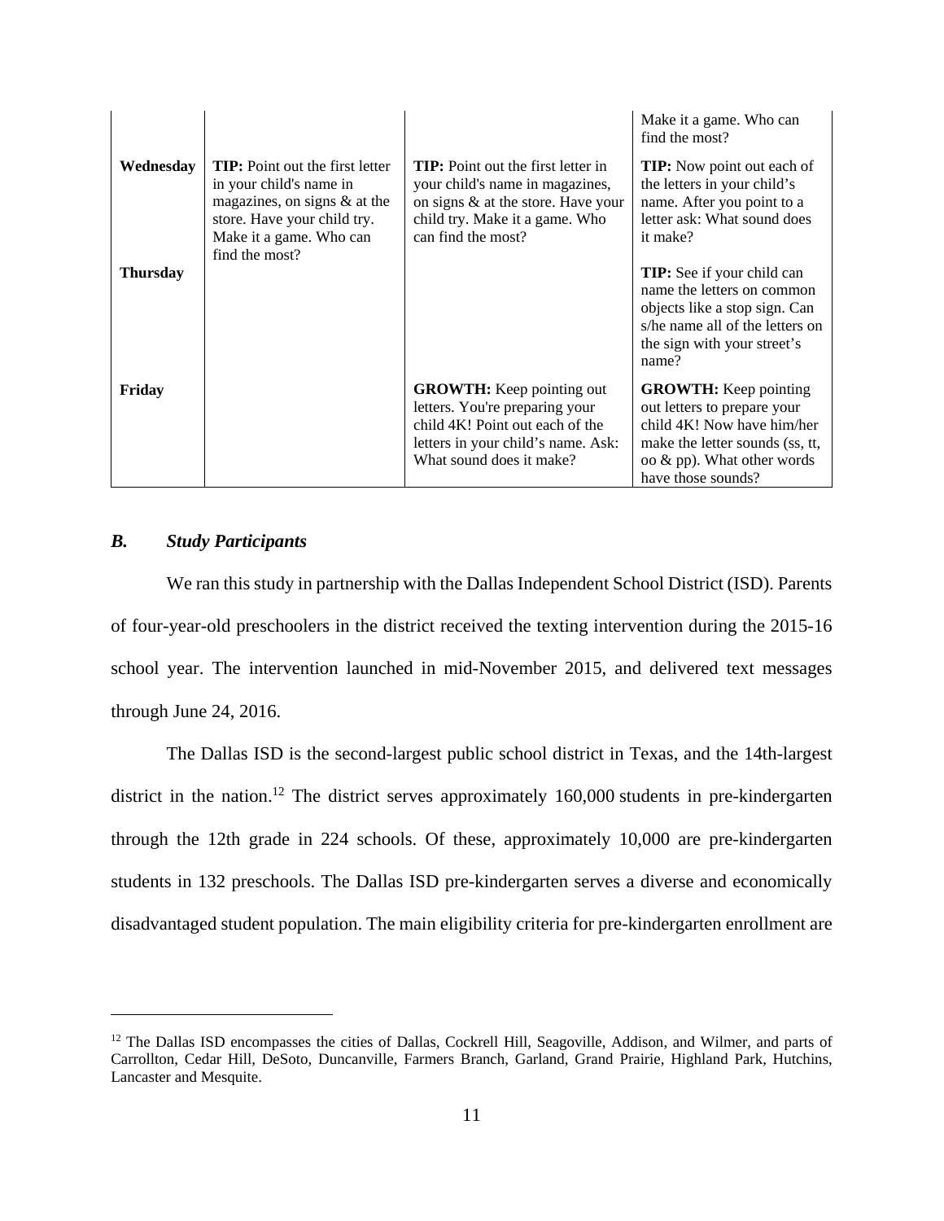| | | | |
|---|---|---|---|
| | | | Make it a game. Who can find the most? |
| **Wednesday** | **TIP:** Point out the first letter in your child's name in magazines, on signs & at the store. Have your child try. Make it a game. Who can find the most? | **TIP:** Point out the first letter in your child's name in magazines, on signs & at the store. Have your child try. Make it a game. Who can find the most? | **TIP:** Now point out each of the letters in your child's name. After you point to a letter ask: What sound does it make? |
| **Thursday** | | | **TIP:** See if your child can name the letters on common objects like a stop sign. Can s/he name all of the letters on the sign with your street's name? |
| **Friday** | | **GROWTH:** Keep pointing out letters. You're preparing your child 4K! Point out each of the letters in your child's name. Ask: What sound does it make? | **GROWTH:** Keep pointing out letters to prepare your child 4K! Now have him/her make the letter sounds (ss, tt, oo & pp). What other words have those sounds? |

### *B. Study Participants*

We ran this study in partnership with the Dallas Independent School District (ISD). Parents of four-year-old preschoolers in the district received the texting intervention during the 2015-16 school year. The intervention launched in mid-November 2015, and delivered text messages through June 24, 2016.

The Dallas ISD is the second-largest public school district in Texas, and the 14th-largest district in the nation.[12] The district serves approximately 160,000 students in pre-kindergarten through the 12th grade in 224 schools. Of these, approximately 10,000 are pre-kindergarten students in 132 preschools. The Dallas ISD pre-kindergarten serves a diverse and economically disadvantaged student population. The main eligibility criteria for pre-kindergarten enrollment are

[12] The Dallas ISD encompasses the cities of Dallas, Cockrell Hill, Seagoville, Addison, and Wilmer, and parts of Carrollton, Cedar Hill, DeSoto, Duncanville, Farmers Branch, Garland, Grand Prairie, Highland Park, Hutchins, Lancaster and Mesquite.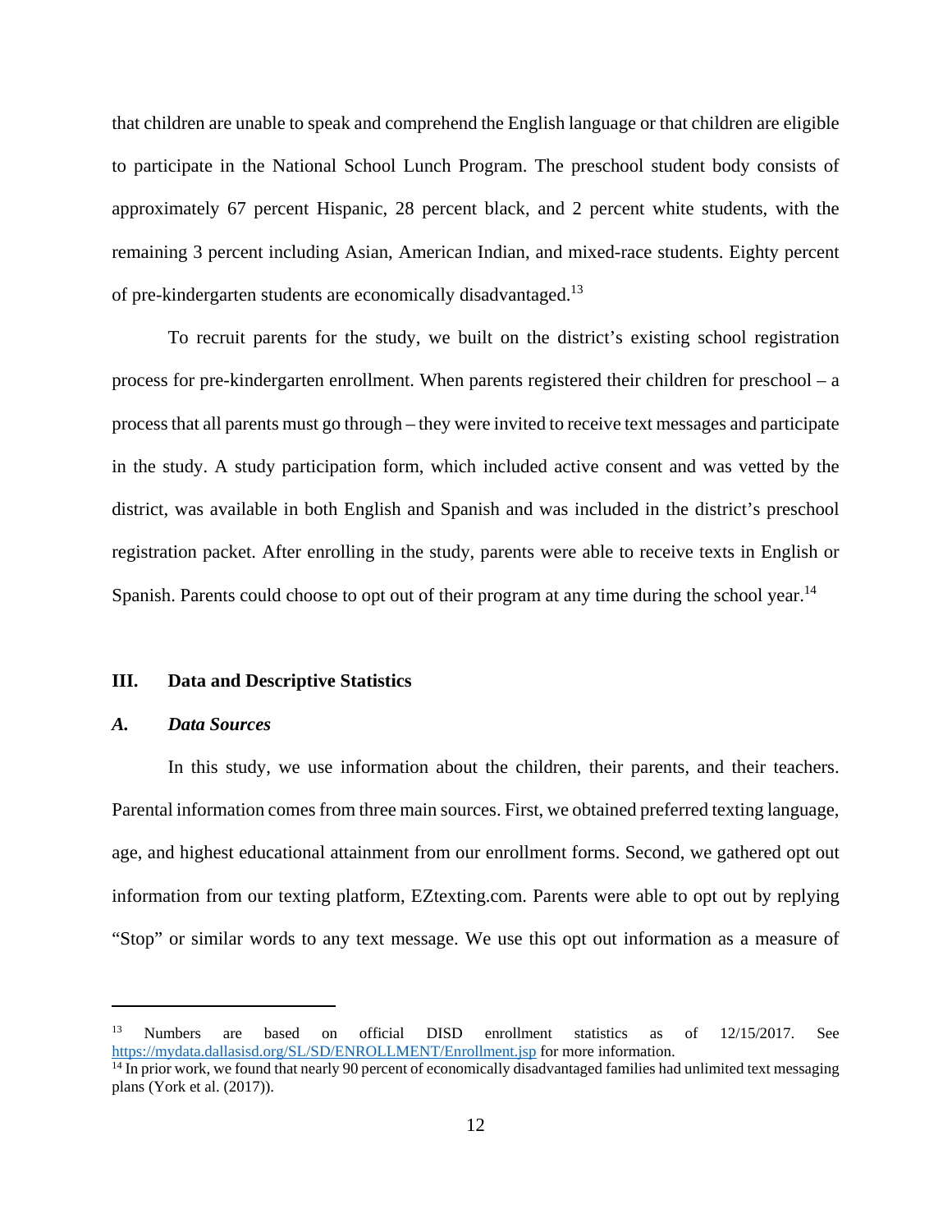that children are unable to speak and comprehend the English language or that children are eligible to participate in the National School Lunch Program. The preschool student body consists of approximately 67 percent Hispanic, 28 percent black, and 2 percent white students, with the remaining 3 percent including Asian, American Indian, and mixed-race students. Eighty percent of pre-kindergarten students are economically disadvantaged.[13]

To recruit parents for the study, we built on the district's existing school registration process for pre-kindergarten enrollment. When parents registered their children for preschool – a process that all parents must go through – they were invited to receive text messages and participate in the study. A study participation form, which included active consent and was vetted by the district, was available in both English and Spanish and was included in the district's preschool registration packet. After enrolling in the study, parents were able to receive texts in English or Spanish. Parents could choose to opt out of their program at any time during the school year.[14]

## III. Data and Descriptive Statistics

### *A. Data Sources*

In this study, we use information about the children, their parents, and their teachers. Parental information comes from three main sources. First, we obtained preferred texting language, age, and highest educational attainment from our enrollment forms. Second, we gathered opt out information from our texting platform, EZtexting.com. Parents were able to opt out by replying "Stop" or similar words to any text message. We use this opt out information as a measure of

---

[13] Numbers are based on official DISD enrollment statistics as of 12/15/2017. See https://mydata.dallasisd.org/SL/SD/ENROLLMENT/Enrollment.jsp for more information.

[14] In prior work, we found that nearly 90 percent of economically disadvantaged families had unlimited text messaging plans (York et al. (2017)).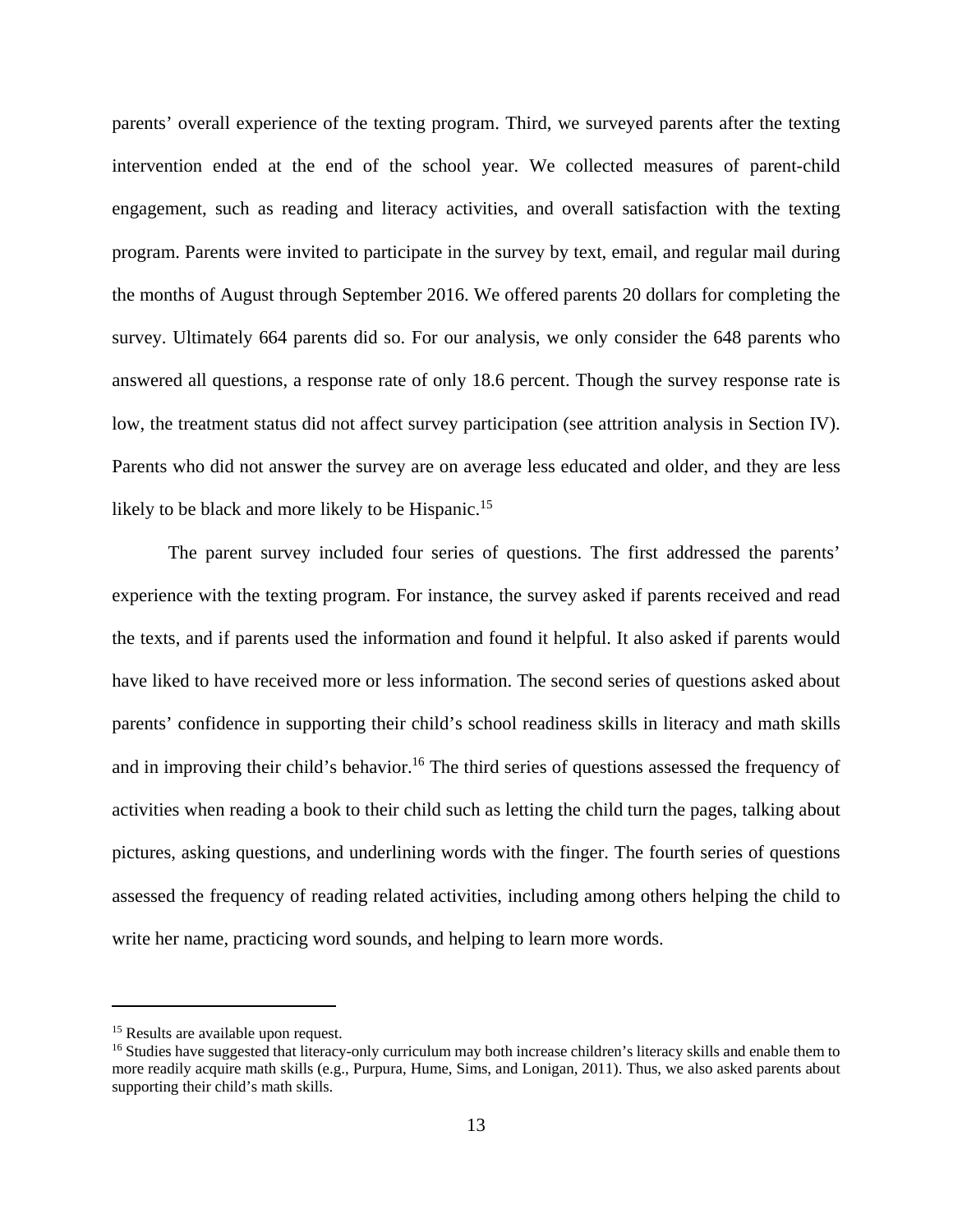parents' overall experience of the texting program. Third, we surveyed parents after the texting intervention ended at the end of the school year. We collected measures of parent-child engagement, such as reading and literacy activities, and overall satisfaction with the texting program. Parents were invited to participate in the survey by text, email, and regular mail during the months of August through September 2016. We offered parents 20 dollars for completing the survey. Ultimately 664 parents did so. For our analysis, we only consider the 648 parents who answered all questions, a response rate of only 18.6 percent. Though the survey response rate is low, the treatment status did not affect survey participation (see attrition analysis in Section IV). Parents who did not answer the survey are on average less educated and older, and they are less likely to be black and more likely to be Hispanic.[15]

The parent survey included four series of questions. The first addressed the parents' experience with the texting program. For instance, the survey asked if parents received and read the texts, and if parents used the information and found it helpful. It also asked if parents would have liked to have received more or less information. The second series of questions asked about parents' confidence in supporting their child's school readiness skills in literacy and math skills and in improving their child's behavior.[16] The third series of questions assessed the frequency of activities when reading a book to their child such as letting the child turn the pages, talking about pictures, asking questions, and underlining words with the finger. The fourth series of questions assessed the frequency of reading related activities, including among others helping the child to write her name, practicing word sounds, and helping to learn more words.

---

[15] Results are available upon request.

[16] Studies have suggested that literacy-only curriculum may both increase children's literacy skills and enable them to more readily acquire math skills (e.g., Purpura, Hume, Sims, and Lonigan, 2011). Thus, we also asked parents about supporting their child's math skills.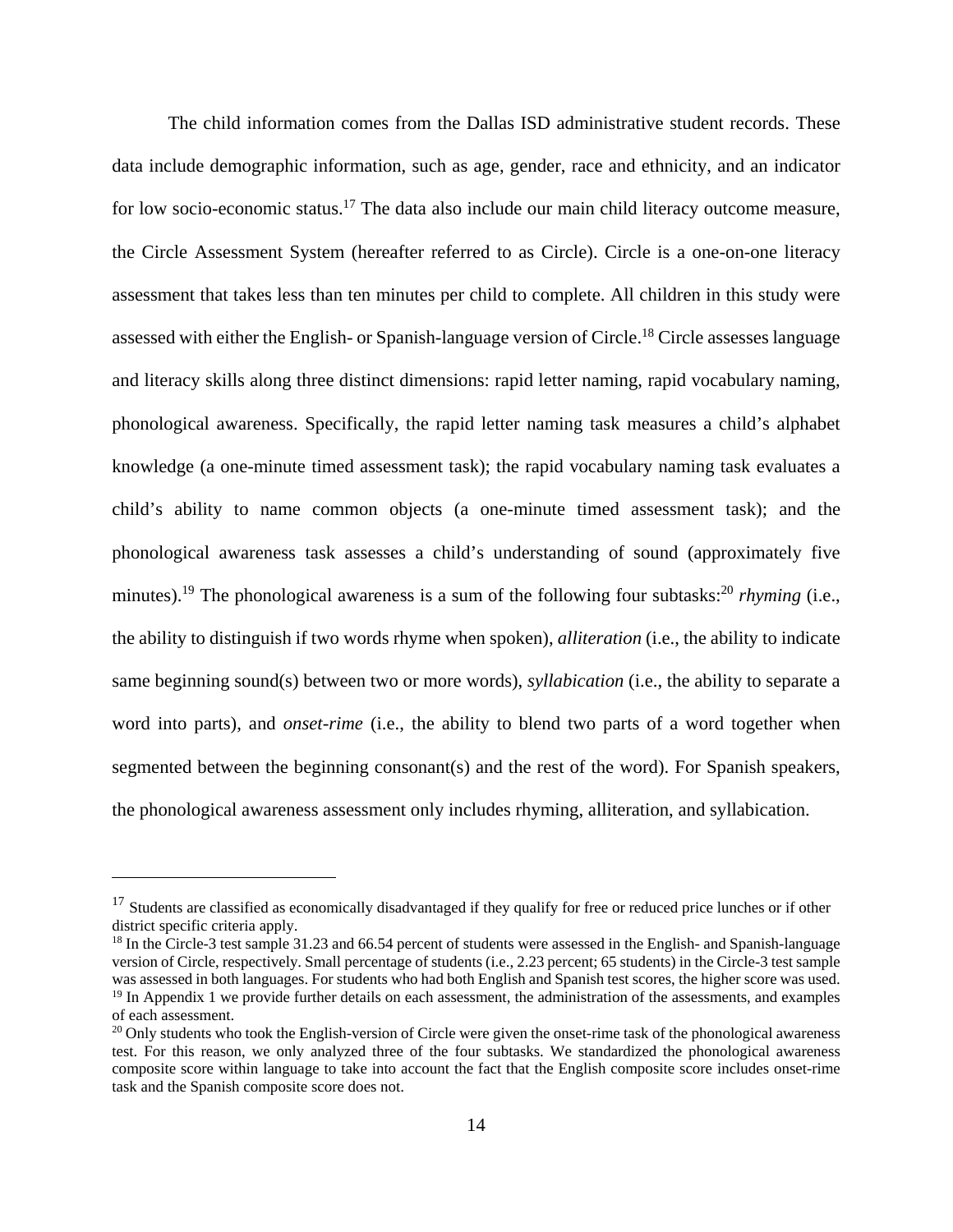The child information comes from the Dallas ISD administrative student records. These data include demographic information, such as age, gender, race and ethnicity, and an indicator for low socio-economic status.[17] The data also include our main child literacy outcome measure, the Circle Assessment System (hereafter referred to as Circle). Circle is a one-on-one literacy assessment that takes less than ten minutes per child to complete. All children in this study were assessed with either the English- or Spanish-language version of Circle.[18] Circle assesses language and literacy skills along three distinct dimensions: rapid letter naming, rapid vocabulary naming, phonological awareness. Specifically, the rapid letter naming task measures a child's alphabet knowledge (a one-minute timed assessment task); the rapid vocabulary naming task evaluates a child's ability to name common objects (a one-minute timed assessment task); and the phonological awareness task assesses a child's understanding of sound (approximately five minutes).[19] The phonological awareness is a sum of the following four subtasks:[20] *rhyming* (i.e., the ability to distinguish if two words rhyme when spoken), *alliteration* (i.e., the ability to indicate same beginning sound(s) between two or more words), *syllabication* (i.e., the ability to separate a word into parts), and *onset-rime* (i.e., the ability to blend two parts of a word together when segmented between the beginning consonant(s) and the rest of the word). For Spanish speakers, the phonological awareness assessment only includes rhyming, alliteration, and syllabication.

---

[17] Students are classified as economically disadvantaged if they qualify for free or reduced price lunches or if other district specific criteria apply.

[18] In the Circle-3 test sample 31.23 and 66.54 percent of students were assessed in the English- and Spanish-language version of Circle, respectively. Small percentage of students (i.e., 2.23 percent; 65 students) in the Circle-3 test sample was assessed in both languages. For students who had both English and Spanish test scores, the higher score was used.

[19] In Appendix 1 we provide further details on each assessment, the administration of the assessments, and examples of each assessment.

[20] Only students who took the English-version of Circle were given the onset-rime task of the phonological awareness test. For this reason, we only analyzed three of the four subtasks. We standardized the phonological awareness composite score within language to take into account the fact that the English composite score includes onset-rime task and the Spanish composite score does not.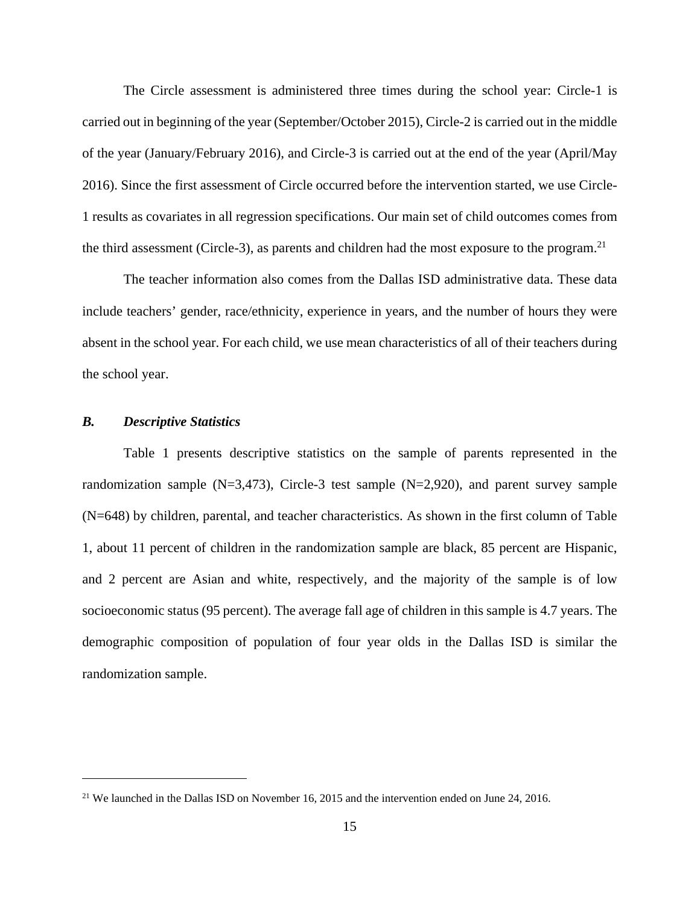The Circle assessment is administered three times during the school year: Circle-1 is carried out in beginning of the year (September/October 2015), Circle-2 is carried out in the middle of the year (January/February 2016), and Circle-3 is carried out at the end of the year (April/May 2016). Since the first assessment of Circle occurred before the intervention started, we use Circle-1 results as covariates in all regression specifications. Our main set of child outcomes comes from the third assessment (Circle-3), as parents and children had the most exposure to the program.[21]

The teacher information also comes from the Dallas ISD administrative data. These data include teachers' gender, race/ethnicity, experience in years, and the number of hours they were absent in the school year. For each child, we use mean characteristics of all of their teachers during the school year.

### *B. Descriptive Statistics*

Table 1 presents descriptive statistics on the sample of parents represented in the randomization sample (N=3,473), Circle-3 test sample (N=2,920), and parent survey sample (N=648) by children, parental, and teacher characteristics. As shown in the first column of Table 1, about 11 percent of children in the randomization sample are black, 85 percent are Hispanic, and 2 percent are Asian and white, respectively, and the majority of the sample is of low socioeconomic status (95 percent). The average fall age of children in this sample is 4.7 years. The demographic composition of population of four year olds in the Dallas ISD is similar the randomization sample.

---

[21] We launched in the Dallas ISD on November 16, 2015 and the intervention ended on June 24, 2016.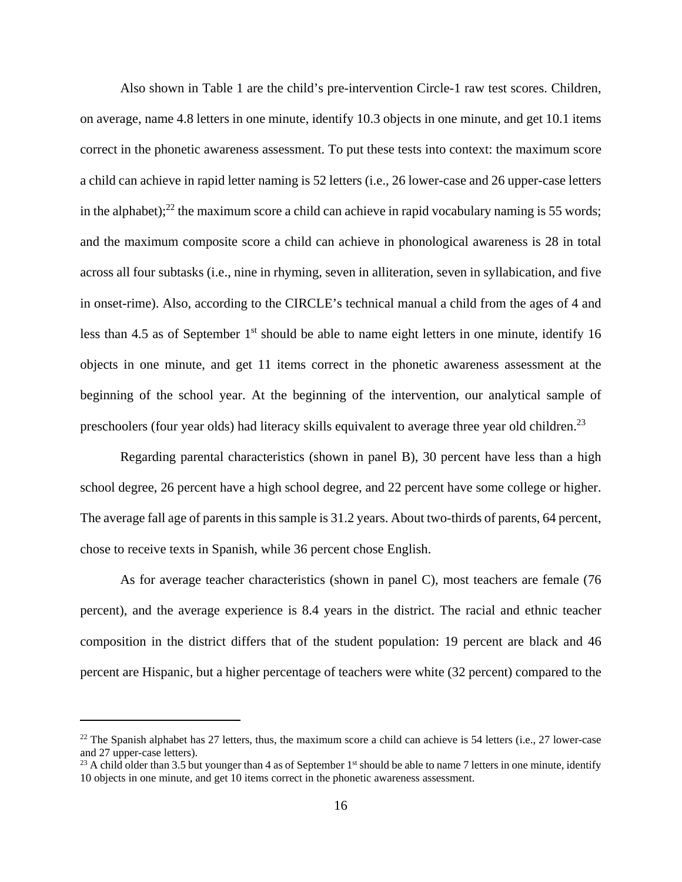Also shown in Table 1 are the child's pre-intervention Circle-1 raw test scores. Children, on average, name 4.8 letters in one minute, identify 10.3 objects in one minute, and get 10.1 items correct in the phonetic awareness assessment. To put these tests into context: the maximum score a child can achieve in rapid letter naming is 52 letters (i.e., 26 lower-case and 26 upper-case letters in the alphabet);[22] the maximum score a child can achieve in rapid vocabulary naming is 55 words; and the maximum composite score a child can achieve in phonological awareness is 28 in total across all four subtasks (i.e., nine in rhyming, seven in alliteration, seven in syllabication, and five in onset-rime). Also, according to the CIRCLE's technical manual a child from the ages of 4 and less than 4.5 as of September 1st should be able to name eight letters in one minute, identify 16 objects in one minute, and get 11 items correct in the phonetic awareness assessment at the beginning of the school year. At the beginning of the intervention, our analytical sample of preschoolers (four year olds) had literacy skills equivalent to average three year old children.[23]

Regarding parental characteristics (shown in panel B), 30 percent have less than a high school degree, 26 percent have a high school degree, and 22 percent have some college or higher. The average fall age of parents in this sample is 31.2 years. About two-thirds of parents, 64 percent, chose to receive texts in Spanish, while 36 percent chose English.

As for average teacher characteristics (shown in panel C), most teachers are female (76 percent), and the average experience is 8.4 years in the district. The racial and ethnic teacher composition in the district differs that of the student population: 19 percent are black and 46 percent are Hispanic, but a higher percentage of teachers were white (32 percent) compared to the

---

[22] The Spanish alphabet has 27 letters, thus, the maximum score a child can achieve is 54 letters (i.e., 27 lower-case and 27 upper-case letters).

[23] A child older than 3.5 but younger than 4 as of September 1st should be able to name 7 letters in one minute, identify 10 objects in one minute, and get 10 items correct in the phonetic awareness assessment.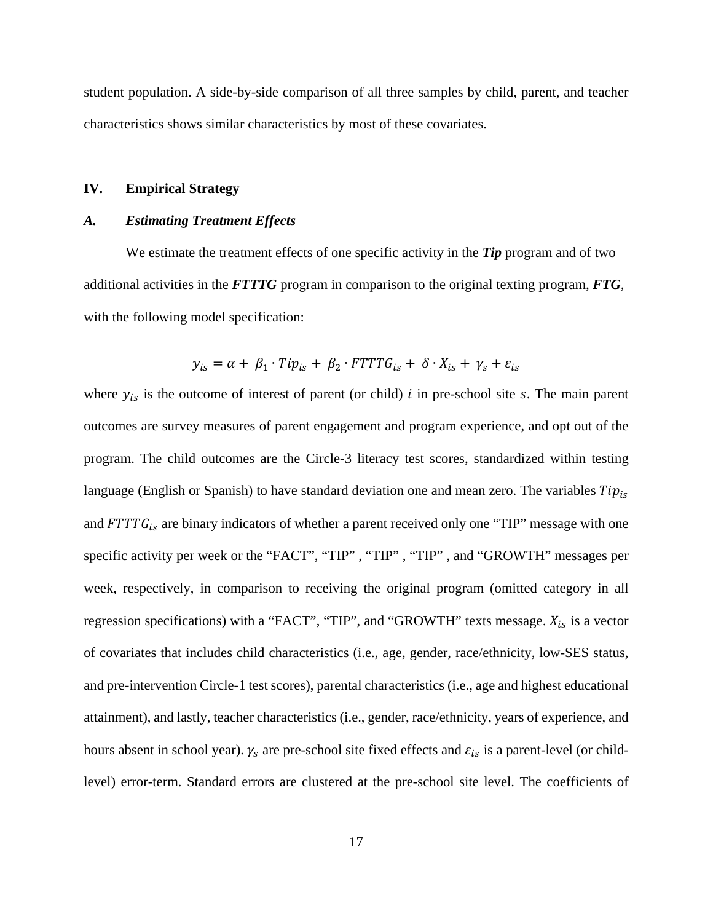student population. A side-by-side comparison of all three samples by child, parent, and teacher characteristics shows similar characteristics by most of these covariates.

## IV. Empirical Strategy

### *A. Estimating Treatment Effects*

We estimate the treatment effects of one specific activity in the ***Tip*** program and of two additional activities in the ***FTTTG*** program in comparison to the original texting program, ***FTG***, with the following model specification:

$$y_{is} = \alpha + \beta_1 \cdot Tip_{is} + \beta_2 \cdot FTTTG_{is} + \delta \cdot X_{is} + \gamma_s + \varepsilon_{is}$$

where $y_{is}$ is the outcome of interest of parent (or child) $i$ in pre-school site $s$. The main parent outcomes are survey measures of parent engagement and program experience, and opt out of the program. The child outcomes are the Circle-3 literacy test scores, standardized within testing language (English or Spanish) to have standard deviation one and mean zero. The variables $Tip_{is}$ and $FTTTG_{is}$ are binary indicators of whether a parent received only one "TIP" message with one specific activity per week or the "FACT", "TIP" , "TIP" , "TIP" , and "GROWTH" messages per week, respectively, in comparison to receiving the original program (omitted category in all regression specifications) with a "FACT", "TIP", and "GROWTH" texts message. $X_{is}$ is a vector of covariates that includes child characteristics (i.e., age, gender, race/ethnicity, low-SES status, and pre-intervention Circle-1 test scores), parental characteristics (i.e., age and highest educational attainment), and lastly, teacher characteristics (i.e., gender, race/ethnicity, years of experience, and hours absent in school year). $\gamma_s$ are pre-school site fixed effects and $\varepsilon_{is}$ is a parent-level (or child-level) error-term. Standard errors are clustered at the pre-school site level. The coefficients of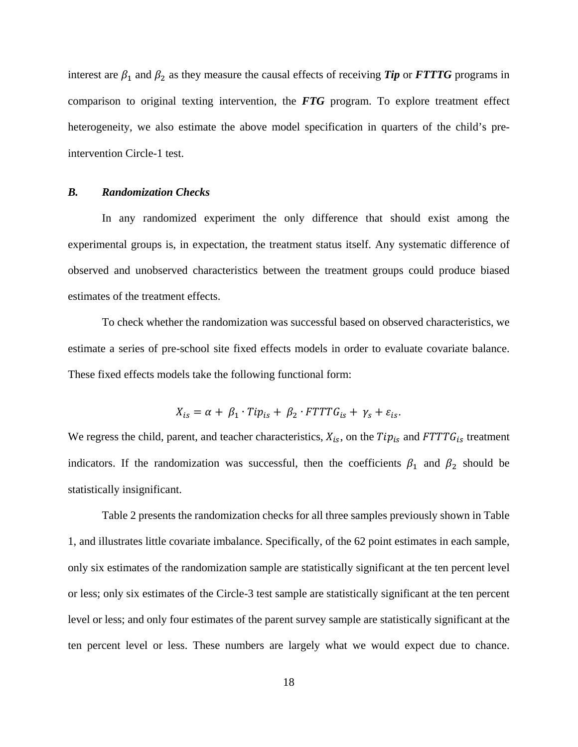interest are $\beta_1$ and $\beta_2$ as they measure the causal effects of receiving ***Tip*** or ***FTTTG*** programs in comparison to original texting intervention, the ***FTG*** program. To explore treatment effect heterogeneity, we also estimate the above model specification in quarters of the child's pre-intervention Circle-1 test.

### *B. Randomization Checks*

In any randomized experiment the only difference that should exist among the experimental groups is, in expectation, the treatment status itself. Any systematic difference of observed and unobserved characteristics between the treatment groups could produce biased estimates of the treatment effects.

To check whether the randomization was successful based on observed characteristics, we estimate a series of pre-school site fixed effects models in order to evaluate covariate balance. These fixed effects models take the following functional form:

$$X_{is} = \alpha + \beta_1 \cdot Tip_{is} + \beta_2 \cdot FTTTG_{is} + \gamma_s + \varepsilon_{is}.$$

We regress the child, parent, and teacher characteristics, $X_{is}$, on the $Tip_{is}$ and $FTTTG_{is}$ treatment indicators. If the randomization was successful, then the coefficients $\beta_1$ and $\beta_2$ should be statistically insignificant.

Table 2 presents the randomization checks for all three samples previously shown in Table 1, and illustrates little covariate imbalance. Specifically, of the 62 point estimates in each sample, only six estimates of the randomization sample are statistically significant at the ten percent level or less; only six estimates of the Circle-3 test sample are statistically significant at the ten percent level or less; and only four estimates of the parent survey sample are statistically significant at the ten percent level or less. These numbers are largely what we would expect due to chance.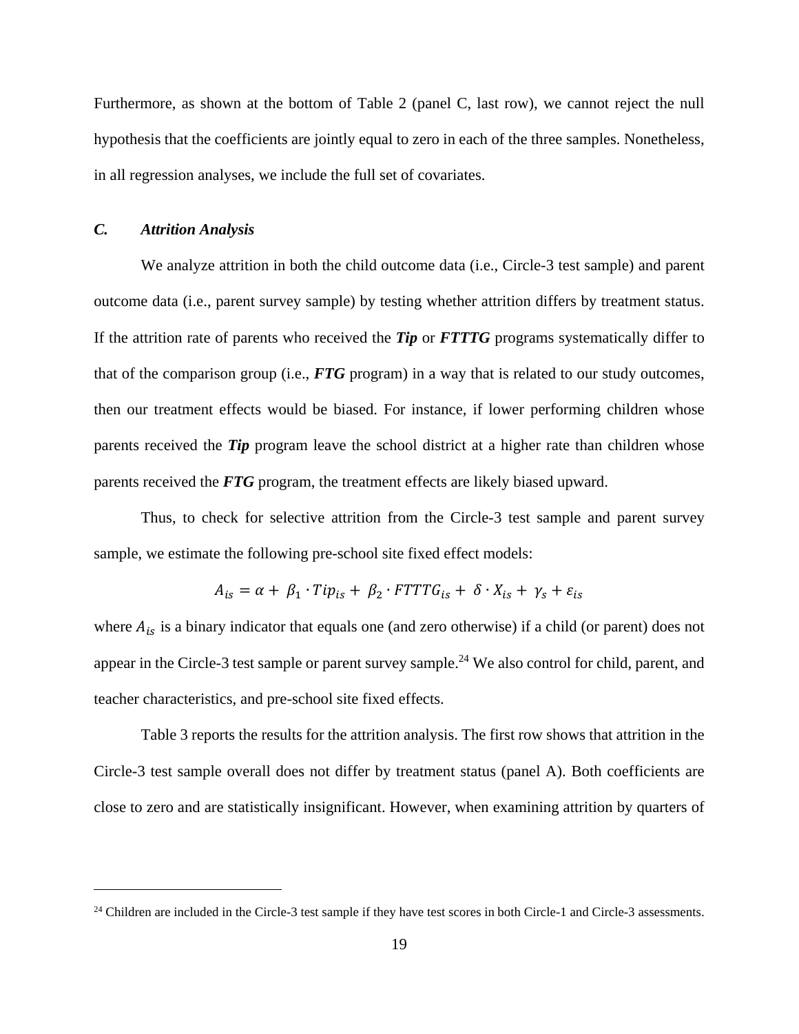Furthermore, as shown at the bottom of Table 2 (panel C, last row), we cannot reject the null hypothesis that the coefficients are jointly equal to zero in each of the three samples. Nonetheless, in all regression analyses, we include the full set of covariates.

### *C. Attrition Analysis*

We analyze attrition in both the child outcome data (i.e., Circle-3 test sample) and parent outcome data (i.e., parent survey sample) by testing whether attrition differs by treatment status. If the attrition rate of parents who received the ***Tip*** or ***FTTTG*** programs systematically differ to that of the comparison group (i.e., ***FTG*** program) in a way that is related to our study outcomes, then our treatment effects would be biased. For instance, if lower performing children whose parents received the ***Tip*** program leave the school district at a higher rate than children whose parents received the ***FTG*** program, the treatment effects are likely biased upward.

Thus, to check for selective attrition from the Circle-3 test sample and parent survey sample, we estimate the following pre-school site fixed effect models:

$$A_{is} = \alpha + \beta_1 \cdot Tip_{is} + \beta_2 \cdot FTTTG_{is} + \delta \cdot X_{is} + \gamma_s + \varepsilon_{is}$$

where $A_{is}$ is a binary indicator that equals one (and zero otherwise) if a child (or parent) does not appear in the Circle-3 test sample or parent survey sample.[24] We also control for child, parent, and teacher characteristics, and pre-school site fixed effects.

Table 3 reports the results for the attrition analysis. The first row shows that attrition in the Circle-3 test sample overall does not differ by treatment status (panel A). Both coefficients are close to zero and are statistically insignificant. However, when examining attrition by quarters of

[24] Children are included in the Circle-3 test sample if they have test scores in both Circle-1 and Circle-3 assessments.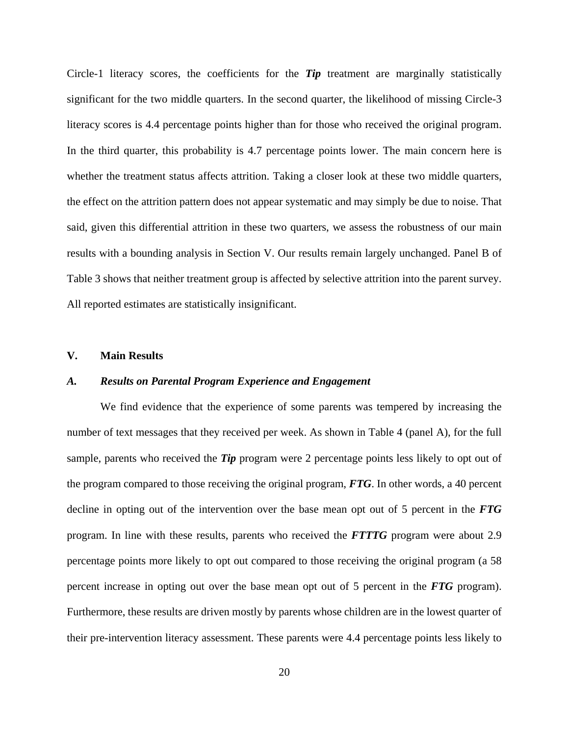Circle-1 literacy scores, the coefficients for the ***Tip*** treatment are marginally statistically significant for the two middle quarters. In the second quarter, the likelihood of missing Circle-3 literacy scores is 4.4 percentage points higher than for those who received the original program. In the third quarter, this probability is 4.7 percentage points lower. The main concern here is whether the treatment status affects attrition. Taking a closer look at these two middle quarters, the effect on the attrition pattern does not appear systematic and may simply be due to noise. That said, given this differential attrition in these two quarters, we assess the robustness of our main results with a bounding analysis in Section V. Our results remain largely unchanged. Panel B of Table 3 shows that neither treatment group is affected by selective attrition into the parent survey. All reported estimates are statistically insignificant.

## V. Main Results

### *A. Results on Parental Program Experience and Engagement*

We find evidence that the experience of some parents was tempered by increasing the number of text messages that they received per week. As shown in Table 4 (panel A), for the full sample, parents who received the ***Tip*** program were 2 percentage points less likely to opt out of the program compared to those receiving the original program, ***FTG***. In other words, a 40 percent decline in opting out of the intervention over the base mean opt out of 5 percent in the ***FTG*** program. In line with these results, parents who received the ***FTTTG*** program were about 2.9 percentage points more likely to opt out compared to those receiving the original program (a 58 percent increase in opting out over the base mean opt out of 5 percent in the ***FTG*** program). Furthermore, these results are driven mostly by parents whose children are in the lowest quarter of their pre-intervention literacy assessment. These parents were 4.4 percentage points less likely to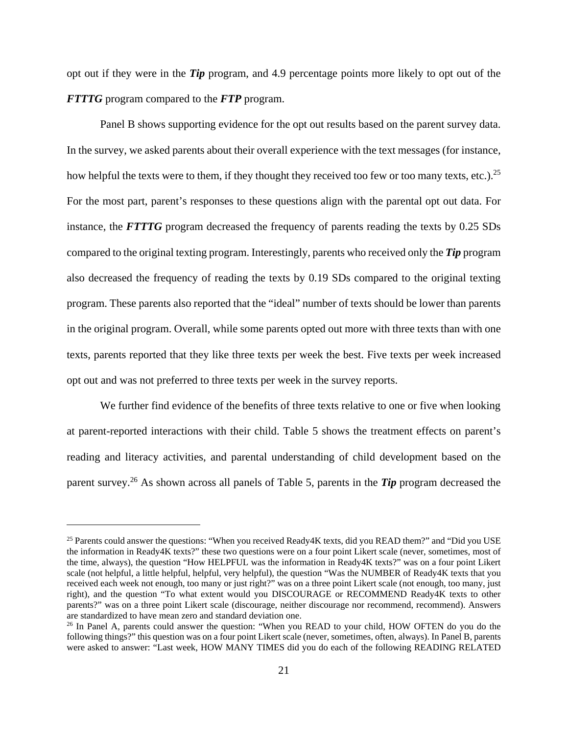opt out if they were in the ***Tip*** program, and 4.9 percentage points more likely to opt out of the ***FTTTG*** program compared to the ***FTP*** program.

Panel B shows supporting evidence for the opt out results based on the parent survey data. In the survey, we asked parents about their overall experience with the text messages (for instance, how helpful the texts were to them, if they thought they received too few or too many texts, etc.).[25] For the most part, parent's responses to these questions align with the parental opt out data. For instance, the ***FTTTG*** program decreased the frequency of parents reading the texts by 0.25 SDs compared to the original texting program. Interestingly, parents who received only the ***Tip*** program also decreased the frequency of reading the texts by 0.19 SDs compared to the original texting program. These parents also reported that the "ideal" number of texts should be lower than parents in the original program. Overall, while some parents opted out more with three texts than with one texts, parents reported that they like three texts per week the best. Five texts per week increased opt out and was not preferred to three texts per week in the survey reports.

We further find evidence of the benefits of three texts relative to one or five when looking at parent-reported interactions with their child. Table 5 shows the treatment effects on parent's reading and literacy activities, and parental understanding of child development based on the parent survey.[26] As shown across all panels of Table 5, parents in the ***Tip*** program decreased the

---

[25] Parents could answer the questions: "When you received Ready4K texts, did you READ them?" and "Did you USE the information in Ready4K texts?" these two questions were on a four point Likert scale (never, sometimes, most of the time, always), the question "How HELPFUL was the information in Ready4K texts?" was on a four point Likert scale (not helpful, a little helpful, helpful, very helpful), the question "Was the NUMBER of Ready4K texts that you received each week not enough, too many or just right?" was on a three point Likert scale (not enough, too many, just right), and the question "To what extent would you DISCOURAGE or RECOMMEND Ready4K texts to other parents?" was on a three point Likert scale (discourage, neither discourage nor recommend, recommend). Answers are standardized to have mean zero and standard deviation one.

[26] In Panel A, parents could answer the question: "When you READ to your child, HOW OFTEN do you do the following things?" this question was on a four point Likert scale (never, sometimes, often, always). In Panel B, parents were asked to answer: "Last week, HOW MANY TIMES did you do each of the following READING RELATED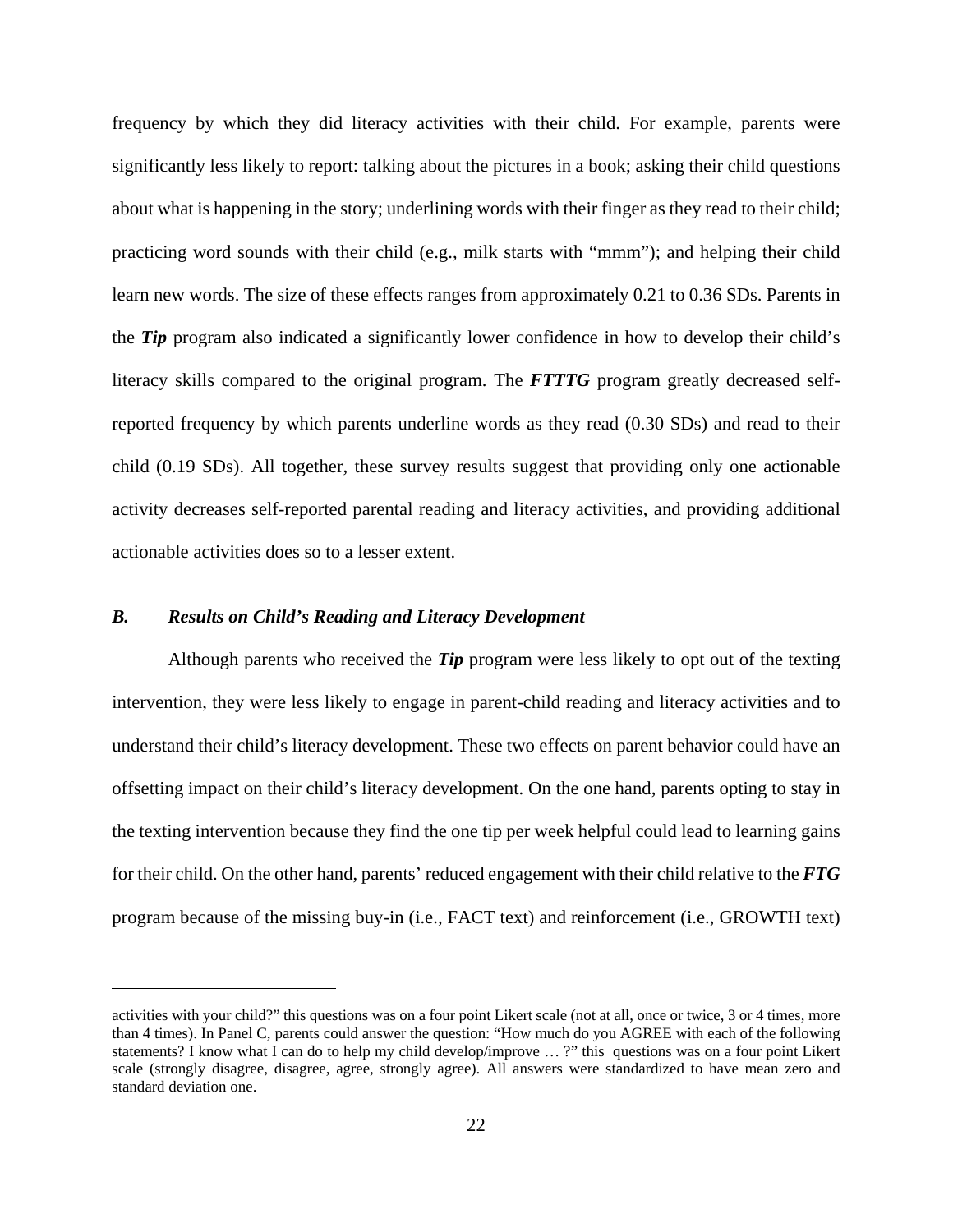frequency by which they did literacy activities with their child. For example, parents were significantly less likely to report: talking about the pictures in a book; asking their child questions about what is happening in the story; underlining words with their finger as they read to their child; practicing word sounds with their child (e.g., milk starts with "mmm"); and helping their child learn new words. The size of these effects ranges from approximately 0.21 to 0.36 SDs. Parents in the ***Tip*** program also indicated a significantly lower confidence in how to develop their child's literacy skills compared to the original program. The ***FTTTG*** program greatly decreased self-reported frequency by which parents underline words as they read (0.30 SDs) and read to their child (0.19 SDs). All together, these survey results suggest that providing only one actionable activity decreases self-reported parental reading and literacy activities, and providing additional actionable activities does so to a lesser extent.

### *B. Results on Child's Reading and Literacy Development*

Although parents who received the ***Tip*** program were less likely to opt out of the texting intervention, they were less likely to engage in parent-child reading and literacy activities and to understand their child's literacy development. These two effects on parent behavior could have an offsetting impact on their child's literacy development. On the one hand, parents opting to stay in the texting intervention because they find the one tip per week helpful could lead to learning gains for their child. On the other hand, parents' reduced engagement with their child relative to the ***FTG*** program because of the missing buy-in (i.e., FACT text) and reinforcement (i.e., GROWTH text)

---

activities with your child?" this questions was on a four point Likert scale (not at all, once or twice, 3 or 4 times, more than 4 times). In Panel C, parents could answer the question: "How much do you AGREE with each of the following statements? I know what I can do to help my child develop/improve … ?" this questions was on a four point Likert scale (strongly disagree, disagree, agree, strongly agree). All answers were standardized to have mean zero and standard deviation one.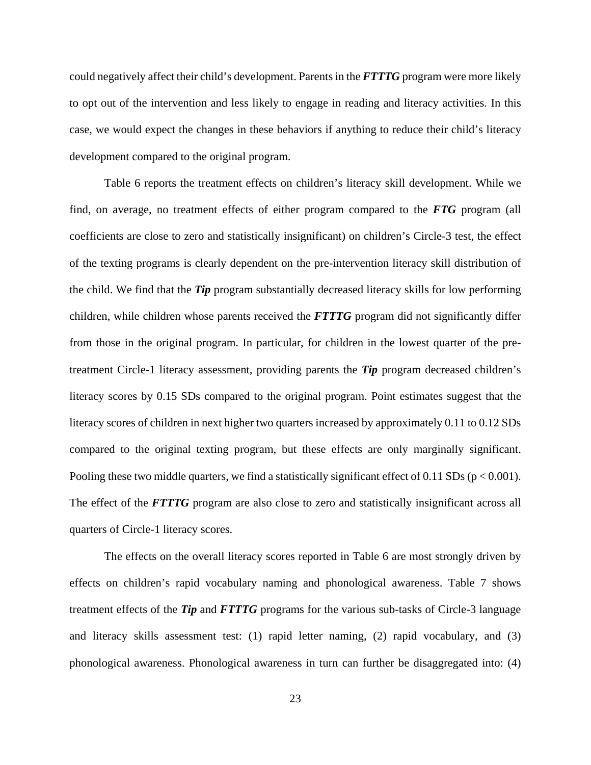could negatively affect their child's development. Parents in the ***FTTTG*** program were more likely to opt out of the intervention and less likely to engage in reading and literacy activities. In this case, we would expect the changes in these behaviors if anything to reduce their child's literacy development compared to the original program.

Table 6 reports the treatment effects on children's literacy skill development. While we find, on average, no treatment effects of either program compared to the ***FTG*** program (all coefficients are close to zero and statistically insignificant) on children's Circle-3 test, the effect of the texting programs is clearly dependent on the pre-intervention literacy skill distribution of the child. We find that the ***Tip*** program substantially decreased literacy skills for low performing children, while children whose parents received the ***FTTTG*** program did not significantly differ from those in the original program. In particular, for children in the lowest quarter of the pre-treatment Circle-1 literacy assessment, providing parents the ***Tip*** program decreased children's literacy scores by 0.15 SDs compared to the original program. Point estimates suggest that the literacy scores of children in next higher two quarters increased by approximately 0.11 to 0.12 SDs compared to the original texting program, but these effects are only marginally significant. Pooling these two middle quarters, we find a statistically significant effect of 0.11 SDs ($p < 0.001$). The effect of the ***FTTTG*** program are also close to zero and statistically insignificant across all quarters of Circle-1 literacy scores.

The effects on the overall literacy scores reported in Table 6 are most strongly driven by effects on children's rapid vocabulary naming and phonological awareness. Table 7 shows treatment effects of the ***Tip*** and ***FTTTG*** programs for the various sub-tasks of Circle-3 language and literacy skills assessment test: (1) rapid letter naming, (2) rapid vocabulary, and (3) phonological awareness. Phonological awareness in turn can further be disaggregated into: (4)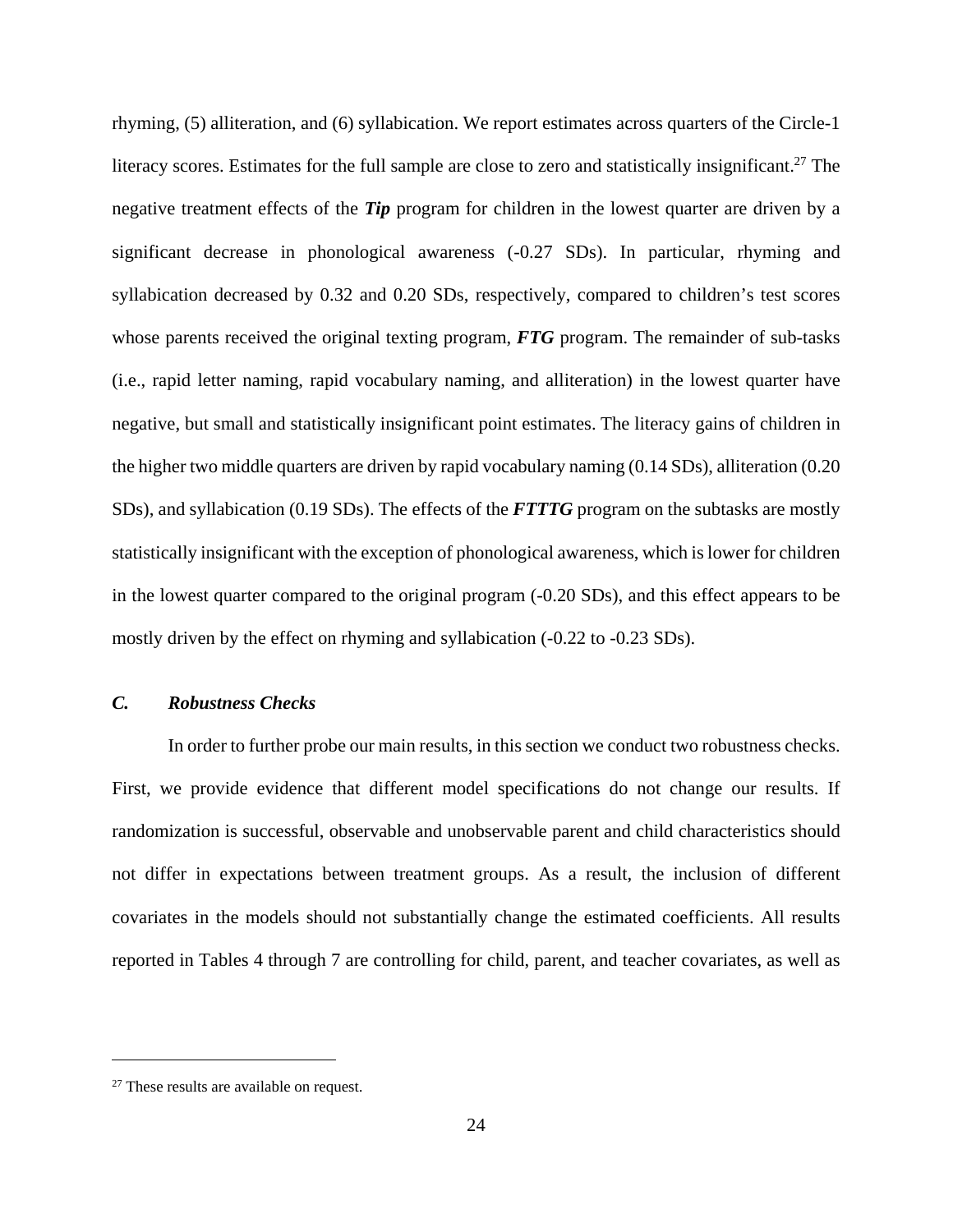rhyming, (5) alliteration, and (6) syllabication. We report estimates across quarters of the Circle-1 literacy scores. Estimates for the full sample are close to zero and statistically insignificant.[27] The negative treatment effects of the ***Tip*** program for children in the lowest quarter are driven by a significant decrease in phonological awareness (-0.27 SDs). In particular, rhyming and syllabication decreased by 0.32 and 0.20 SDs, respectively, compared to children's test scores whose parents received the original texting program, ***FTG*** program. The remainder of sub-tasks (i.e., rapid letter naming, rapid vocabulary naming, and alliteration) in the lowest quarter have negative, but small and statistically insignificant point estimates. The literacy gains of children in the higher two middle quarters are driven by rapid vocabulary naming (0.14 SDs), alliteration (0.20 SDs), and syllabication (0.19 SDs). The effects of the ***FTTTG*** program on the subtasks are mostly statistically insignificant with the exception of phonological awareness, which is lower for children in the lowest quarter compared to the original program (-0.20 SDs), and this effect appears to be mostly driven by the effect on rhyming and syllabication (-0.22 to -0.23 SDs).

### *C. Robustness Checks*

In order to further probe our main results, in this section we conduct two robustness checks. First, we provide evidence that different model specifications do not change our results. If randomization is successful, observable and unobservable parent and child characteristics should not differ in expectations between treatment groups. As a result, the inclusion of different covariates in the models should not substantially change the estimated coefficients. All results reported in Tables 4 through 7 are controlling for child, parent, and teacher covariates, as well as

[27] These results are available on request.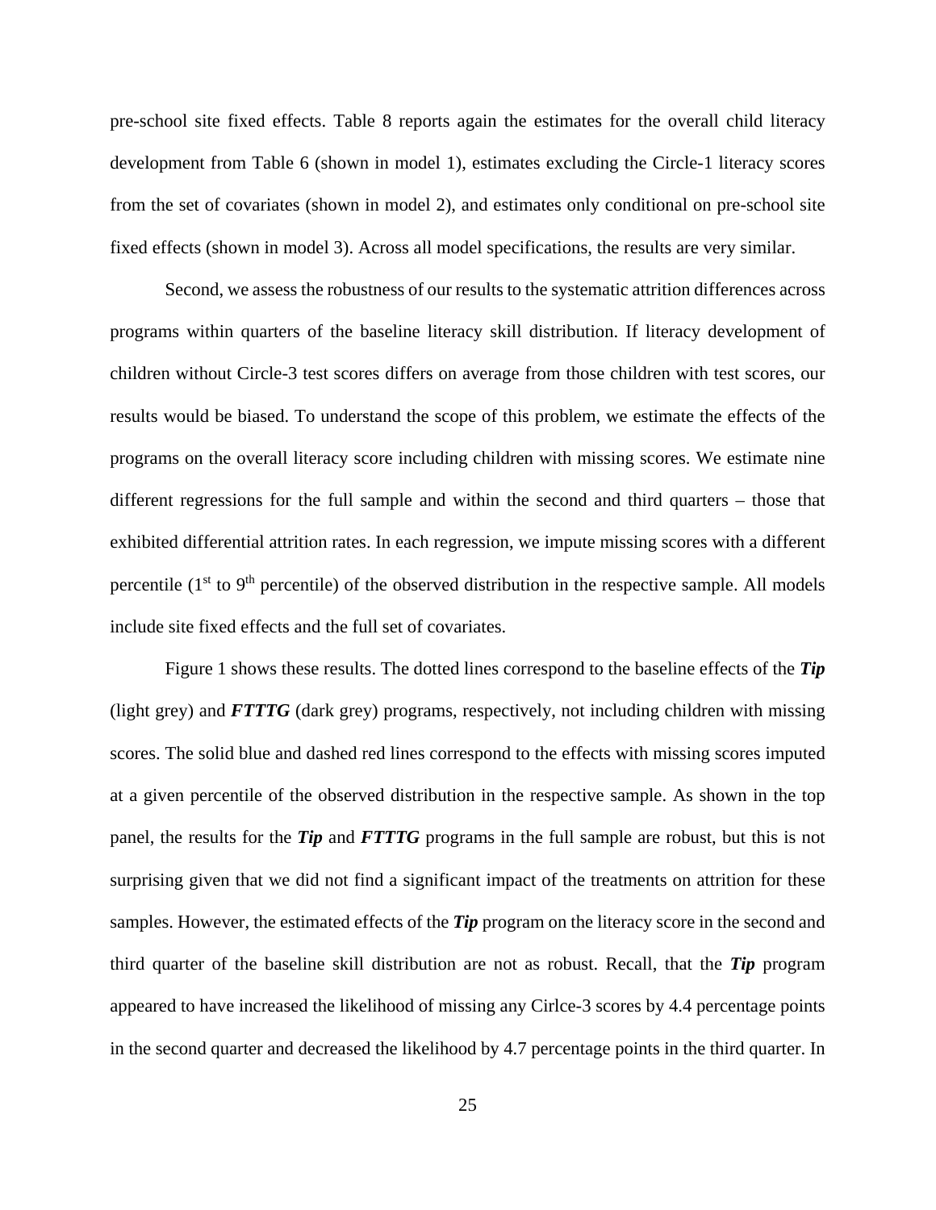pre-school site fixed effects. Table 8 reports again the estimates for the overall child literacy development from Table 6 (shown in model 1), estimates excluding the Circle-1 literacy scores from the set of covariates (shown in model 2), and estimates only conditional on pre-school site fixed effects (shown in model 3). Across all model specifications, the results are very similar.

Second, we assess the robustness of our results to the systematic attrition differences across programs within quarters of the baseline literacy skill distribution. If literacy development of children without Circle-3 test scores differs on average from those children with test scores, our results would be biased. To understand the scope of this problem, we estimate the effects of the programs on the overall literacy score including children with missing scores. We estimate nine different regressions for the full sample and within the second and third quarters – those that exhibited differential attrition rates. In each regression, we impute missing scores with a different percentile (1st to 9th percentile) of the observed distribution in the respective sample. All models include site fixed effects and the full set of covariates.

Figure 1 shows these results. The dotted lines correspond to the baseline effects of the ***Tip*** (light grey) and ***FTTTG*** (dark grey) programs, respectively, not including children with missing scores. The solid blue and dashed red lines correspond to the effects with missing scores imputed at a given percentile of the observed distribution in the respective sample. As shown in the top panel, the results for the ***Tip*** and ***FTTTG*** programs in the full sample are robust, but this is not surprising given that we did not find a significant impact of the treatments on attrition for these samples. However, the estimated effects of the ***Tip*** program on the literacy score in the second and third quarter of the baseline skill distribution are not as robust. Recall, that the ***Tip*** program appeared to have increased the likelihood of missing any Cirlce-3 scores by 4.4 percentage points in the second quarter and decreased the likelihood by 4.7 percentage points in the third quarter. In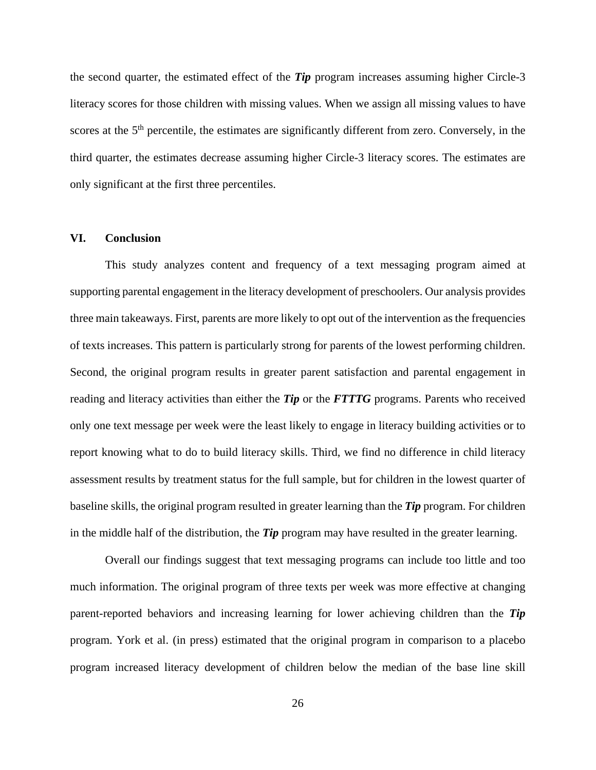the second quarter, the estimated effect of the ***Tip*** program increases assuming higher Circle-3 literacy scores for those children with missing values. When we assign all missing values to have scores at the 5th percentile, the estimates are significantly different from zero. Conversely, in the third quarter, the estimates decrease assuming higher Circle-3 literacy scores. The estimates are only significant at the first three percentiles.

## VI. Conclusion

This study analyzes content and frequency of a text messaging program aimed at supporting parental engagement in the literacy development of preschoolers. Our analysis provides three main takeaways. First, parents are more likely to opt out of the intervention as the frequencies of texts increases. This pattern is particularly strong for parents of the lowest performing children. Second, the original program results in greater parent satisfaction and parental engagement in reading and literacy activities than either the ***Tip*** or the ***FTTTG*** programs. Parents who received only one text message per week were the least likely to engage in literacy building activities or to report knowing what to do to build literacy skills. Third, we find no difference in child literacy assessment results by treatment status for the full sample, but for children in the lowest quarter of baseline skills, the original program resulted in greater learning than the ***Tip*** program. For children in the middle half of the distribution, the ***Tip*** program may have resulted in the greater learning.

Overall our findings suggest that text messaging programs can include too little and too much information. The original program of three texts per week was more effective at changing parent-reported behaviors and increasing learning for lower achieving children than the ***Tip*** program. York et al. (in press) estimated that the original program in comparison to a placebo program increased literacy development of children below the median of the base line skill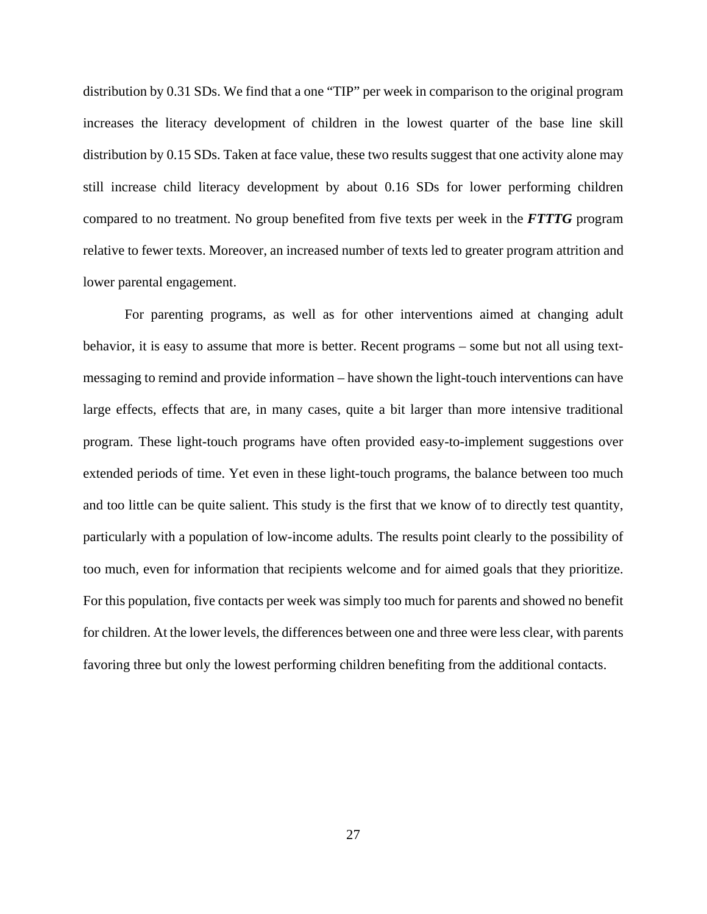distribution by 0.31 SDs. We find that a one "TIP" per week in comparison to the original program increases the literacy development of children in the lowest quarter of the base line skill distribution by 0.15 SDs. Taken at face value, these two results suggest that one activity alone may still increase child literacy development by about 0.16 SDs for lower performing children compared to no treatment. No group benefited from five texts per week in the ***FTTTG*** program relative to fewer texts. Moreover, an increased number of texts led to greater program attrition and lower parental engagement.

For parenting programs, as well as for other interventions aimed at changing adult behavior, it is easy to assume that more is better. Recent programs – some but not all using text-messaging to remind and provide information – have shown the light-touch interventions can have large effects, effects that are, in many cases, quite a bit larger than more intensive traditional program. These light-touch programs have often provided easy-to-implement suggestions over extended periods of time. Yet even in these light-touch programs, the balance between too much and too little can be quite salient. This study is the first that we know of to directly test quantity, particularly with a population of low-income adults. The results point clearly to the possibility of too much, even for information that recipients welcome and for aimed goals that they prioritize. For this population, five contacts per week was simply too much for parents and showed no benefit for children. At the lower levels, the differences between one and three were less clear, with parents favoring three but only the lowest performing children benefiting from the additional contacts.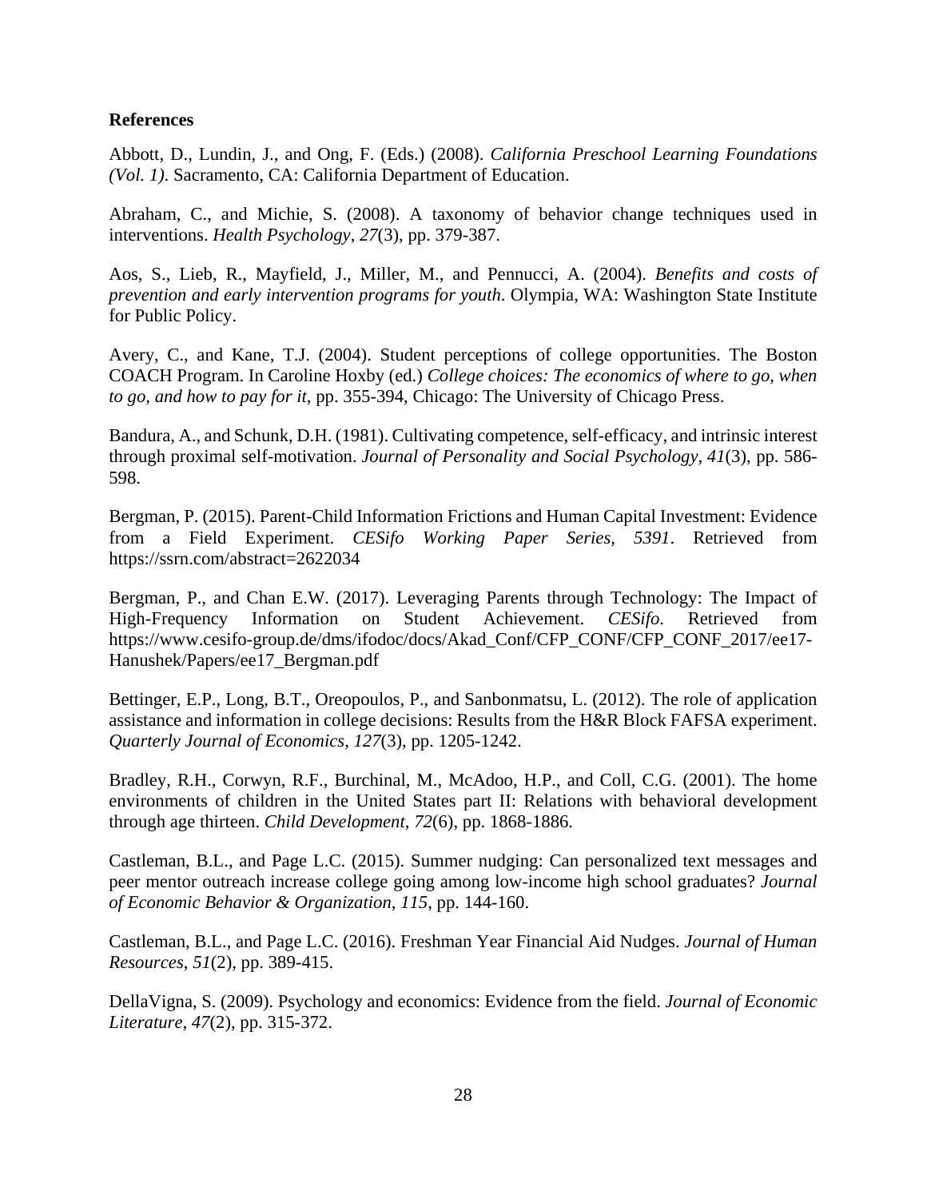**References**

Abbott, D., Lundin, J., and Ong, F. (Eds.) (2008). *California Preschool Learning Foundations (Vol. 1)*. Sacramento, CA: California Department of Education.

Abraham, C., and Michie, S. (2008). A taxonomy of behavior change techniques used in interventions. *Health Psychology*, *27*(3), pp. 379-387.

Aos, S., Lieb, R., Mayfield, J., Miller, M., and Pennucci, A. (2004). *Benefits and costs of prevention and early intervention programs for youth*. Olympia, WA: Washington State Institute for Public Policy.

Avery, C., and Kane, T.J. (2004). Student perceptions of college opportunities. The Boston COACH Program. In Caroline Hoxby (ed.) *College choices: The economics of where to go, when to go, and how to pay for it*, pp. 355-394, Chicago: The University of Chicago Press.

Bandura, A., and Schunk, D.H. (1981). Cultivating competence, self-efficacy, and intrinsic interest through proximal self-motivation. *Journal of Personality and Social Psychology*, *41*(3), pp. 586-598.

Bergman, P. (2015). Parent-Child Information Frictions and Human Capital Investment: Evidence from a Field Experiment. *CESifo Working Paper Series*, *5391*. Retrieved from https://ssrn.com/abstract=2622034

Bergman, P., and Chan E.W. (2017). Leveraging Parents through Technology: The Impact of High-Frequency Information on Student Achievement. *CESifo*. Retrieved from https://www.cesifo-group.de/dms/ifodoc/docs/Akad_Conf/CFP_CONF/CFP_CONF_2017/ee17-Hanushek/Papers/ee17_Bergman.pdf

Bettinger, E.P., Long, B.T., Oreopoulos, P., and Sanbonmatsu, L. (2012). The role of application assistance and information in college decisions: Results from the H&R Block FAFSA experiment. *Quarterly Journal of Economics*, *127*(3), pp. 1205-1242.

Bradley, R.H., Corwyn, R.F., Burchinal, M., McAdoo, H.P., and Coll, C.G. (2001). The home environments of children in the United States part II: Relations with behavioral development through age thirteen. *Child Development*, *72*(6), pp. 1868-1886.

Castleman, B.L., and Page L.C. (2015). Summer nudging: Can personalized text messages and peer mentor outreach increase college going among low-income high school graduates? *Journal of Economic Behavior & Organization*, *115*, pp. 144-160.

Castleman, B.L., and Page L.C. (2016). Freshman Year Financial Aid Nudges. *Journal of Human Resources*, *51*(2), pp. 389-415.

DellaVigna, S. (2009). Psychology and economics: Evidence from the field. *Journal of Economic Literature*, *47*(2), pp. 315-372.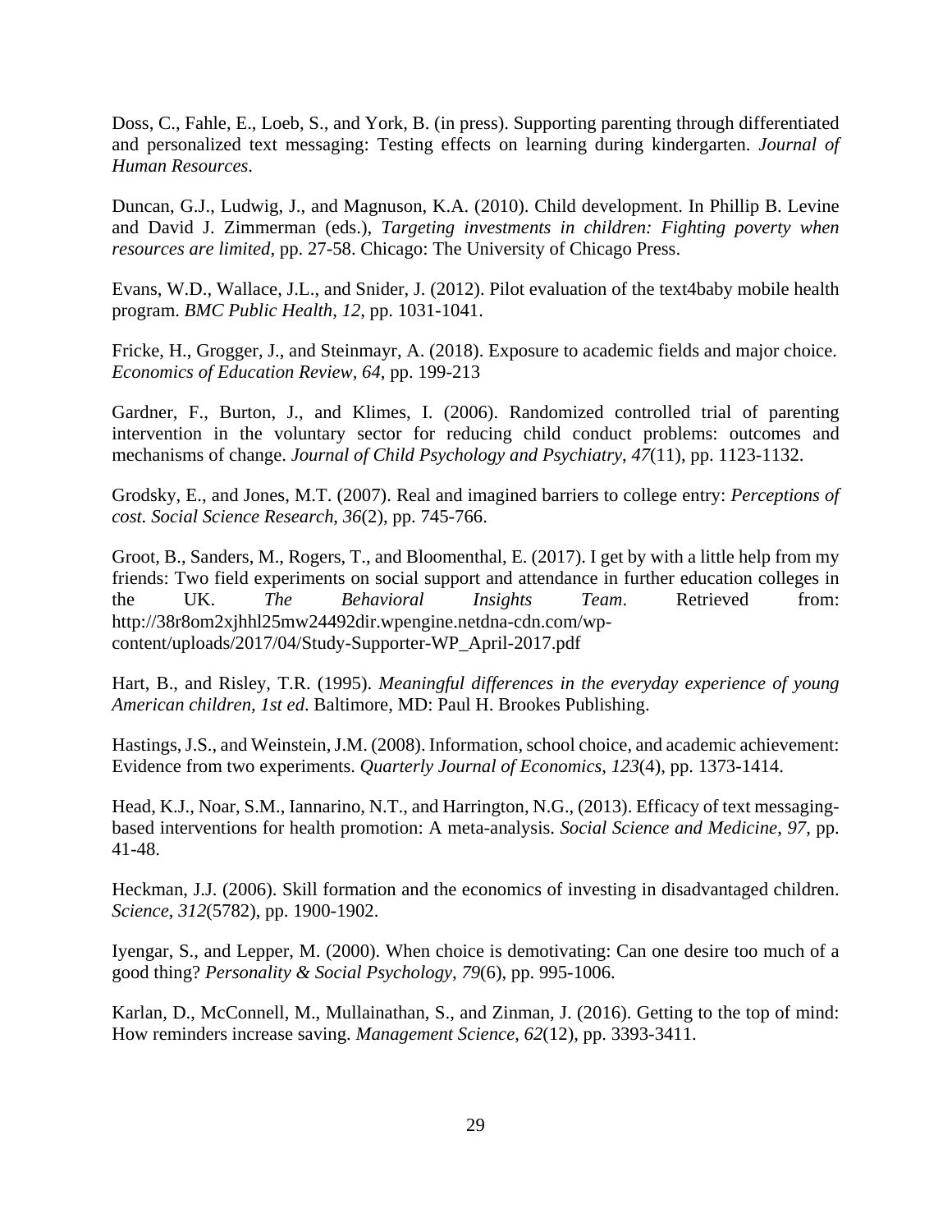Doss, C., Fahle, E., Loeb, S., and York, B. (in press). Supporting parenting through differentiated and personalized text messaging: Testing effects on learning during kindergarten. *Journal of Human Resources*.

Duncan, G.J., Ludwig, J., and Magnuson, K.A. (2010). Child development. In Phillip B. Levine and David J. Zimmerman (eds.), *Targeting investments in children: Fighting poverty when resources are limited*, pp. 27-58. Chicago: The University of Chicago Press.

Evans, W.D., Wallace, J.L., and Snider, J. (2012). Pilot evaluation of the text4baby mobile health program. *BMC Public Health*, *12*, pp. 1031-1041.

Fricke, H., Grogger, J., and Steinmayr, A. (2018). Exposure to academic fields and major choice. *Economics of Education Review, 64*, pp. 199-213

Gardner, F., Burton, J., and Klimes, I. (2006). Randomized controlled trial of parenting intervention in the voluntary sector for reducing child conduct problems: outcomes and mechanisms of change. *Journal of Child Psychology and Psychiatry*, *47*(11), pp. 1123-1132.

Grodsky, E., and Jones, M.T. (2007). Real and imagined barriers to college entry: *Perceptions of cost. Social Science Research*, *36*(2), pp. 745-766.

Groot, B., Sanders, M., Rogers, T., and Bloomenthal, E. (2017). I get by with a little help from my friends: Two field experiments on social support and attendance in further education colleges in the UK. *The Behavioral Insights Team*. Retrieved from: http://38r8om2xjhhl25mw24492dir.wpengine.netdna-cdn.com/wp-content/uploads/2017/04/Study-Supporter-WP_April-2017.pdf

Hart, B., and Risley, T.R. (1995). *Meaningful differences in the everyday experience of young American children, 1st ed*. Baltimore, MD: Paul H. Brookes Publishing.

Hastings, J.S., and Weinstein, J.M. (2008). Information, school choice, and academic achievement: Evidence from two experiments. *Quarterly Journal of Economics*, *123*(4), pp. 1373-1414.

Head, K.J., Noar, S.M., Iannarino, N.T., and Harrington, N.G., (2013). Efficacy of text messaging-based interventions for health promotion: A meta-analysis. *Social Science and Medicine*, *97*, pp. 41-48.

Heckman, J.J. (2006). Skill formation and the economics of investing in disadvantaged children. *Science*, *312*(5782), pp. 1900-1902.

Iyengar, S., and Lepper, M. (2000). When choice is demotivating: Can one desire too much of a good thing? *Personality & Social Psychology*, *79*(6), pp. 995-1006.

Karlan, D., McConnell, M., Mullainathan, S., and Zinman, J. (2016). Getting to the top of mind: How reminders increase saving. *Management Science*, *62*(12), pp. 3393-3411.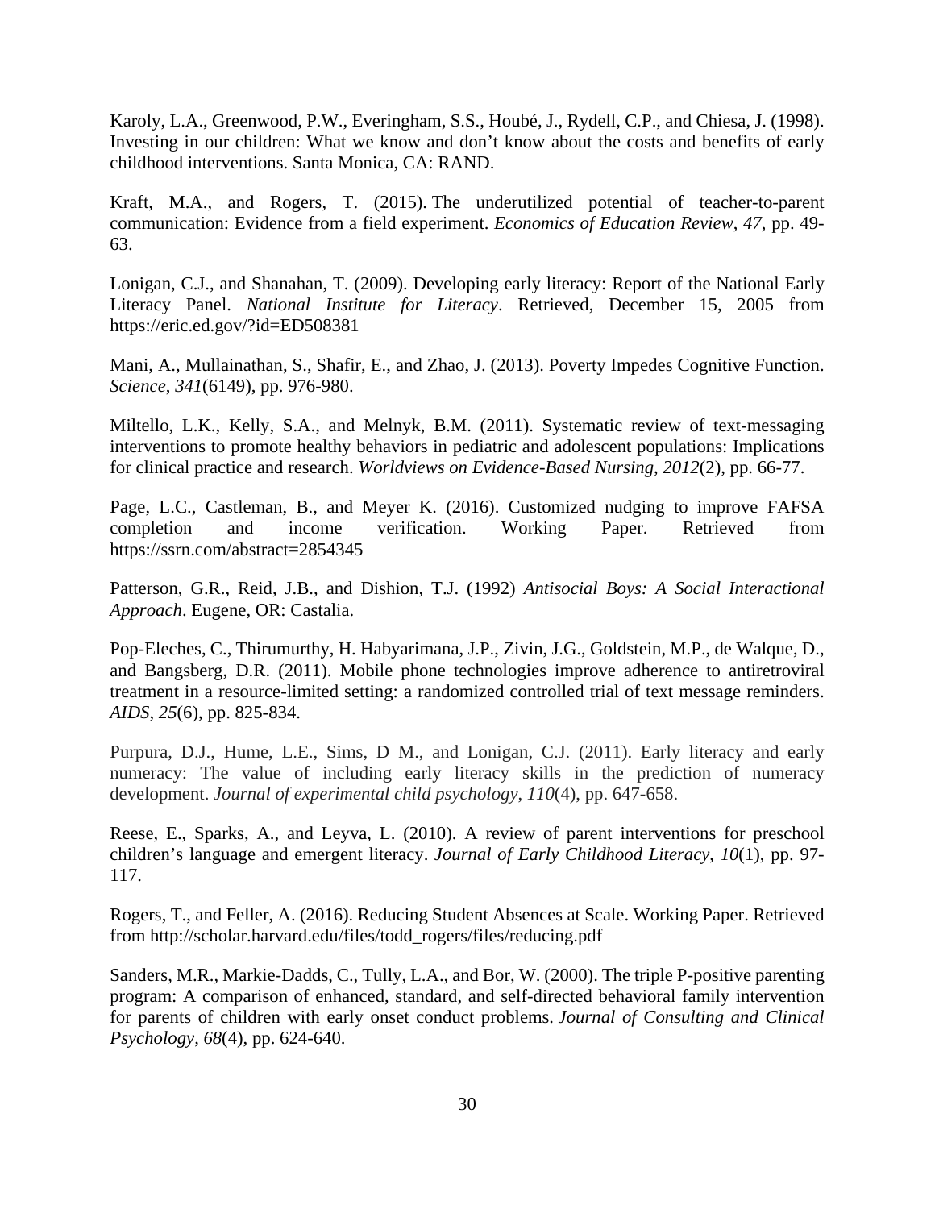Karoly, L.A., Greenwood, P.W., Everingham, S.S., Houbé, J., Rydell, C.P., and Chiesa, J. (1998). Investing in our children: What we know and don't know about the costs and benefits of early childhood interventions. Santa Monica, CA: RAND.

Kraft, M.A., and Rogers, T. (2015). The underutilized potential of teacher-to-parent communication: Evidence from a field experiment. *Economics of Education Review*, *47*, pp. 49-63.

Lonigan, C.J., and Shanahan, T. (2009). Developing early literacy: Report of the National Early Literacy Panel. *National Institute for Literacy*. Retrieved, December 15, 2005 from https://eric.ed.gov/?id=ED508381

Mani, A., Mullainathan, S., Shafir, E., and Zhao, J. (2013). Poverty Impedes Cognitive Function. *Science*, *341*(6149), pp. 976-980.

Miltello, L.K., Kelly, S.A., and Melnyk, B.M. (2011). Systematic review of text-messaging interventions to promote healthy behaviors in pediatric and adolescent populations: Implications for clinical practice and research. *Worldviews on Evidence-Based Nursing*, *2012*(2), pp. 66-77.

Page, L.C., Castleman, B., and Meyer K. (2016). Customized nudging to improve FAFSA completion and income verification. Working Paper. Retrieved from https://ssrn.com/abstract=2854345

Patterson, G.R., Reid, J.B., and Dishion, T.J. (1992) *Antisocial Boys: A Social Interactional Approach*. Eugene, OR: Castalia.

Pop-Eleches, C., Thirumurthy, H. Habyarimana, J.P., Zivin, J.G., Goldstein, M.P., de Walque, D., and Bangsberg, D.R. (2011). Mobile phone technologies improve adherence to antiretroviral treatment in a resource-limited setting: a randomized controlled trial of text message reminders. *AIDS*, *25*(6), pp. 825-834.

Purpura, D.J., Hume, L.E., Sims, D M., and Lonigan, C.J. (2011). Early literacy and early numeracy: The value of including early literacy skills in the prediction of numeracy development. *Journal of experimental child psychology*, *110*(4), pp. 647-658.

Reese, E., Sparks, A., and Leyva, L. (2010). A review of parent interventions for preschool children's language and emergent literacy. *Journal of Early Childhood Literacy*, *10*(1), pp. 97-117.

Rogers, T., and Feller, A. (2016). Reducing Student Absences at Scale. Working Paper. Retrieved from http://scholar.harvard.edu/files/todd_rogers/files/reducing.pdf

Sanders, M.R., Markie-Dadds, C., Tully, L.A., and Bor, W. (2000). The triple P-positive parenting program: A comparison of enhanced, standard, and self-directed behavioral family intervention for parents of children with early onset conduct problems. *Journal of Consulting and Clinical Psychology*, *68*(4), pp. 624-640.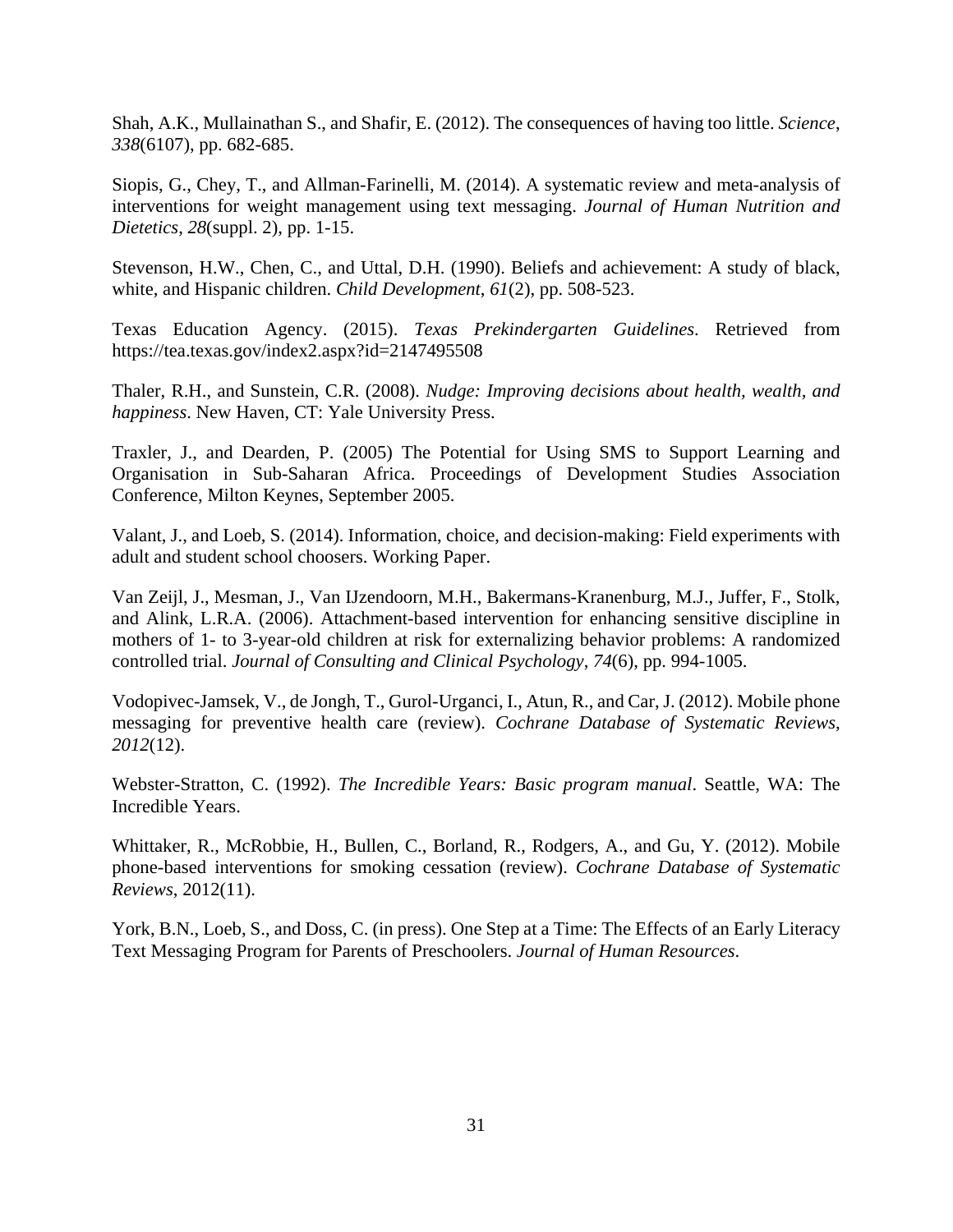Shah, A.K., Mullainathan S., and Shafir, E. (2012). The consequences of having too little. *Science*, *338*(6107), pp. 682-685.

Siopis, G., Chey, T., and Allman-Farinelli, M. (2014). A systematic review and meta-analysis of interventions for weight management using text messaging. *Journal of Human Nutrition and Dietetics*, *28*(suppl. 2), pp. 1-15.

Stevenson, H.W., Chen, C., and Uttal, D.H. (1990). Beliefs and achievement: A study of black, white, and Hispanic children. *Child Development*, *61*(2), pp. 508-523.

Texas Education Agency. (2015). *Texas Prekindergarten Guidelines*. Retrieved from https://tea.texas.gov/index2.aspx?id=2147495508

Thaler, R.H., and Sunstein, C.R. (2008). *Nudge: Improving decisions about health, wealth, and happiness*. New Haven, CT: Yale University Press.

Traxler, J., and Dearden, P. (2005) The Potential for Using SMS to Support Learning and Organisation in Sub-Saharan Africa. Proceedings of Development Studies Association Conference, Milton Keynes, September 2005.

Valant, J., and Loeb, S. (2014). Information, choice, and decision-making: Field experiments with adult and student school choosers. Working Paper.

Van Zeijl, J., Mesman, J., Van IJzendoorn, M.H., Bakermans-Kranenburg, M.J., Juffer, F., Stolk, and Alink, L.R.A. (2006). Attachment-based intervention for enhancing sensitive discipline in mothers of 1- to 3-year-old children at risk for externalizing behavior problems: A randomized controlled trial. *Journal of Consulting and Clinical Psychology*, *74*(6), pp. 994-1005.

Vodopivec-Jamsek, V., de Jongh, T., Gurol-Urganci, I., Atun, R., and Car, J. (2012). Mobile phone messaging for preventive health care (review). *Cochrane Database of Systematic Reviews*, *2012*(12).

Webster-Stratton, C. (1992). *The Incredible Years: Basic program manual*. Seattle, WA: The Incredible Years.

Whittaker, R., McRobbie, H., Bullen, C., Borland, R., Rodgers, A., and Gu, Y. (2012). Mobile phone-based interventions for smoking cessation (review). *Cochrane Database of Systematic Reviews*, 2012(11).

York, B.N., Loeb, S., and Doss, C. (in press). One Step at a Time: The Effects of an Early Literacy Text Messaging Program for Parents of Preschoolers. *Journal of Human Resources*.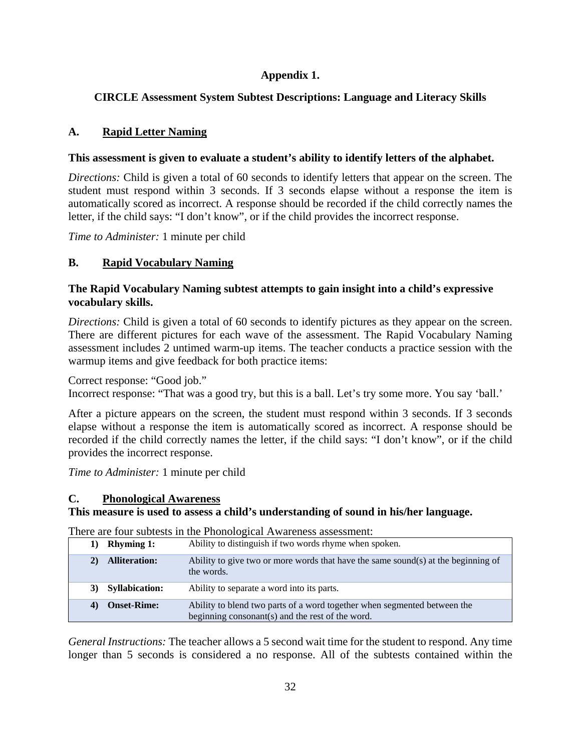# Appendix 1.

## CIRCLE Assessment System Subtest Descriptions: Language and Literacy Skills

### A. Rapid Letter Naming

**This assessment is given to evaluate a student's ability to identify letters of the alphabet.**

*Directions:* Child is given a total of 60 seconds to identify letters that appear on the screen. The student must respond within 3 seconds. If 3 seconds elapse without a response the item is automatically scored as incorrect. A response should be recorded if the child correctly names the letter, if the child says: "I don't know", or if the child provides the incorrect response.

*Time to Administer:* 1 minute per child

### B. Rapid Vocabulary Naming

**The Rapid Vocabulary Naming subtest attempts to gain insight into a child's expressive vocabulary skills.**

*Directions:* Child is given a total of 60 seconds to identify pictures as they appear on the screen. There are different pictures for each wave of the assessment. The Rapid Vocabulary Naming assessment includes 2 untimed warm-up items. The teacher conducts a practice session with the warmup items and give feedback for both practice items:

Correct response: "Good job."
Incorrect response: "That was a good try, but this is a ball. Let's try some more. You say 'ball.'

After a picture appears on the screen, the student must respond within 3 seconds. If 3 seconds elapse without a response the item is automatically scored as incorrect. A response should be recorded if the child correctly names the letter, if the child says: "I don't know", or if the child provides the incorrect response.

*Time to Administer:* 1 minute per child

### C. Phonological Awareness

**This measure is used to assess a child's understanding of sound in his/her language.**

There are four subtests in the Phonological Awareness assessment:

| | |
|---|---|
| **1) Rhyming 1:** | Ability to distinguish if two words rhyme when spoken. |
| **2) Alliteration:** | Ability to give two or more words that have the same sound(s) at the beginning of the words. |
| **3) Syllabication:** | Ability to separate a word into its parts. |
| **4) Onset-Rime:** | Ability to blend two parts of a word together when segmented between the beginning consonant(s) and the rest of the word. |

*General Instructions:* The teacher allows a 5 second wait time for the student to respond. Any time longer than 5 seconds is considered a no response. All of the subtests contained within the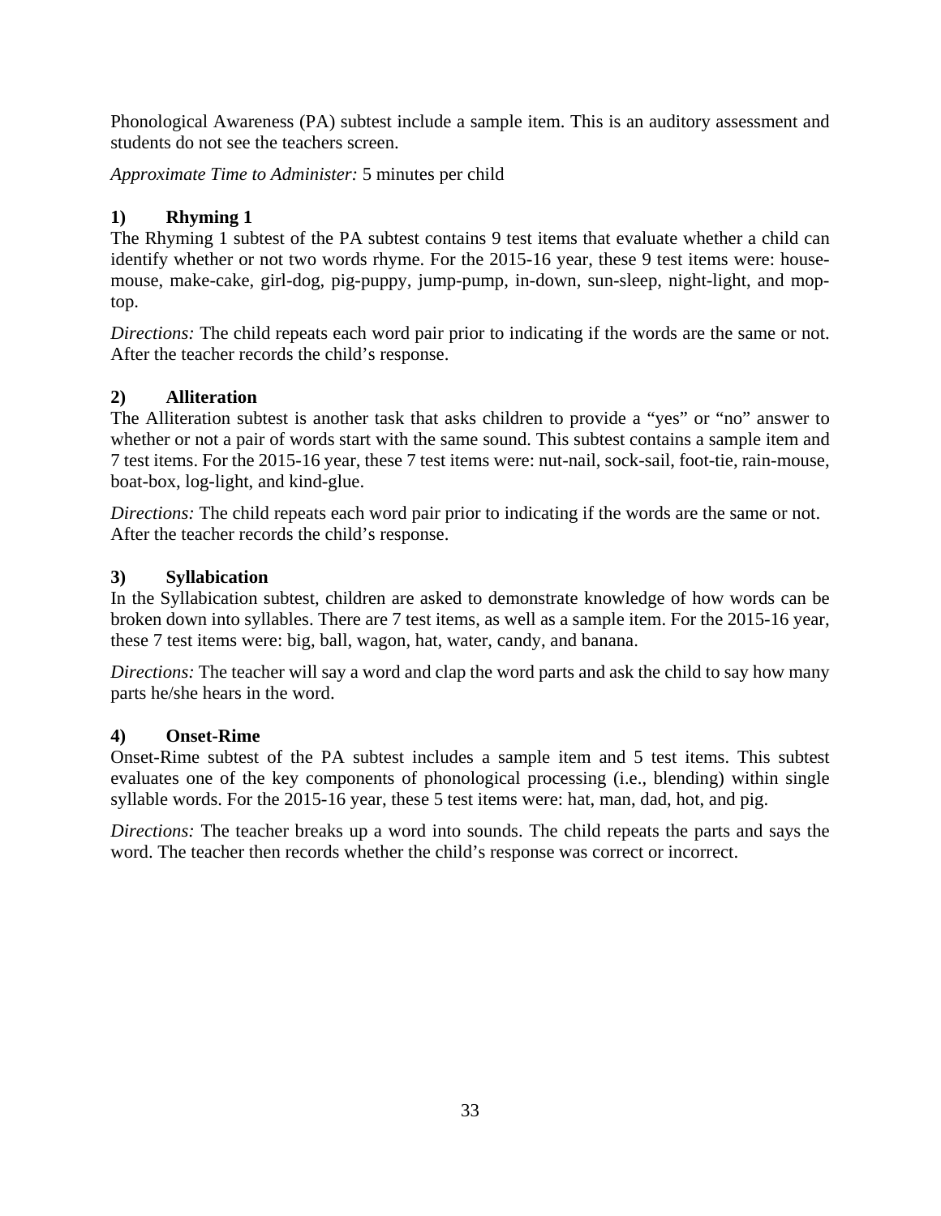Phonological Awareness (PA) subtest include a sample item. This is an auditory assessment and students do not see the teachers screen.

*Approximate Time to Administer:* 5 minutes per child

### 1) Rhyming 1

The Rhyming 1 subtest of the PA subtest contains 9 test items that evaluate whether a child can identify whether or not two words rhyme. For the 2015-16 year, these 9 test items were: house-mouse, make-cake, girl-dog, pig-puppy, jump-pump, in-down, sun-sleep, night-light, and mop-top.

*Directions:* The child repeats each word pair prior to indicating if the words are the same or not. After the teacher records the child's response.

### 2) Alliteration

The Alliteration subtest is another task that asks children to provide a "yes" or "no" answer to whether or not a pair of words start with the same sound. This subtest contains a sample item and 7 test items. For the 2015-16 year, these 7 test items were: nut-nail, sock-sail, foot-tie, rain-mouse, boat-box, log-light, and kind-glue.

*Directions:* The child repeats each word pair prior to indicating if the words are the same or not. After the teacher records the child's response.

### 3) Syllabication

In the Syllabication subtest, children are asked to demonstrate knowledge of how words can be broken down into syllables. There are 7 test items, as well as a sample item. For the 2015-16 year, these 7 test items were: big, ball, wagon, hat, water, candy, and banana.

*Directions:* The teacher will say a word and clap the word parts and ask the child to say how many parts he/she hears in the word.

### 4) Onset-Rime

Onset-Rime subtest of the PA subtest includes a sample item and 5 test items. This subtest evaluates one of the key components of phonological processing (i.e., blending) within single syllable words. For the 2015-16 year, these 5 test items were: hat, man, dad, hot, and pig.

*Directions:* The teacher breaks up a word into sounds. The child repeats the parts and says the word. The teacher then records whether the child's response was correct or incorrect.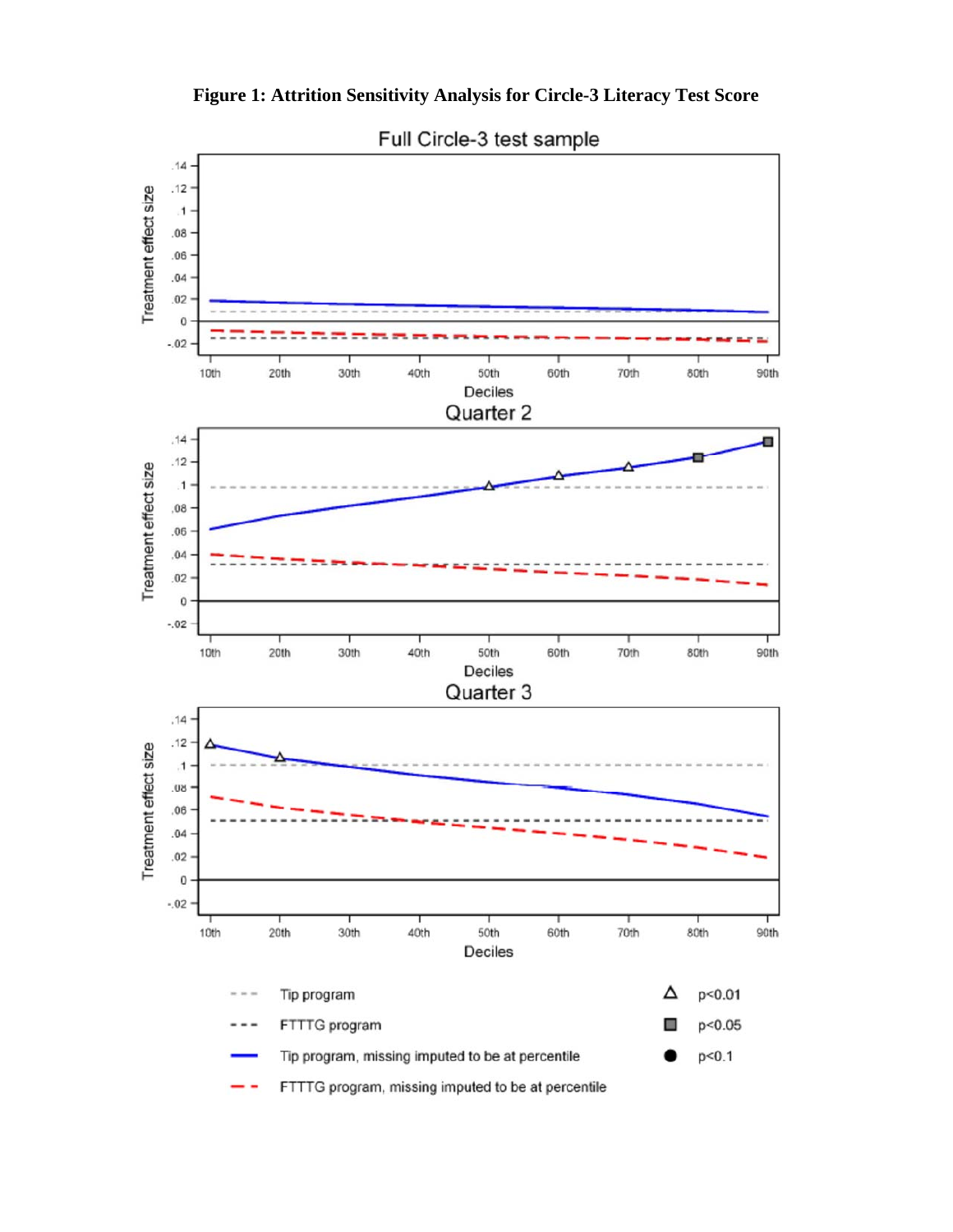**Figure 1: Attrition Sensitivity Analysis for Circle-3 Literacy Test Score**

Full Circle-3 test sample

Quarter 2

Quarter 3

Treatment effect size

Deciles

- - - Tip program
- - - FTTTG program
— Tip program, missing imputed to be at percentile
- - FTTTG program, missing imputed to be at percentile

△ $p<0.01$

■ $p<0.05$

● $p<0.1$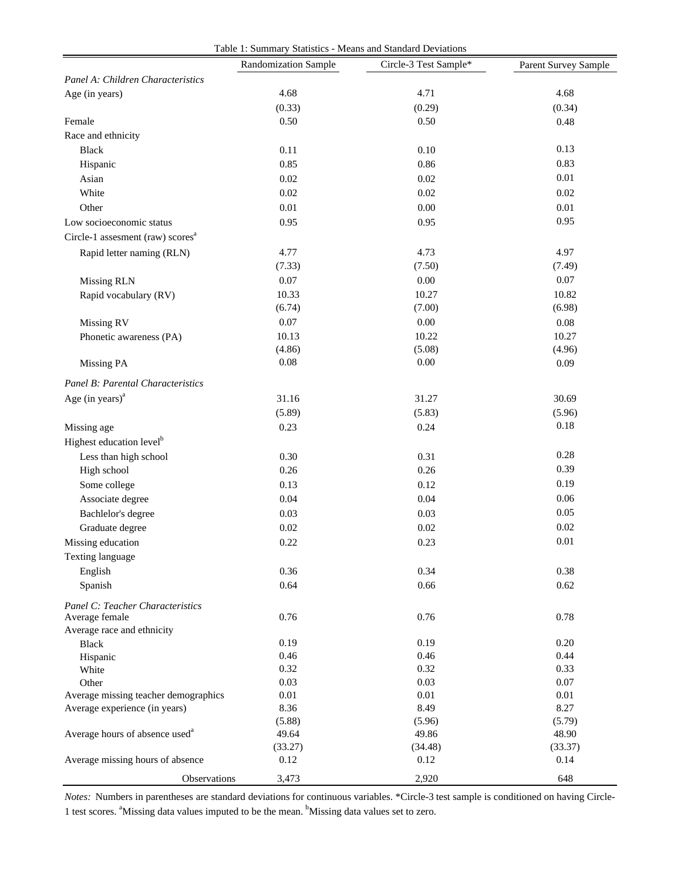Table 1: Summary Statistics - Means and Standard Deviations

| | Randomization Sample | Circle-3 Test Sample* | Parent Survey Sample |
|---|---|---|---|
| *Panel A: Children Characteristics* | | | |
| Age (in years) | 4.68 | 4.71 | 4.68 |
| | (0.33) | (0.29) | (0.34) |
| Female | 0.50 | 0.50 | 0.48 |
| Race and ethnicity | | | |
| Black | 0.11 | 0.10 | 0.13 |
| Hispanic | 0.85 | 0.86 | 0.83 |
| Asian | 0.02 | 0.02 | 0.01 |
| White | 0.02 | 0.02 | 0.02 |
| Other | 0.01 | 0.00 | 0.01 |
| Low socioeconomic status | 0.95 | 0.95 | 0.95 |
| Circle-1 assesment (raw) scores[a] | | | |
| Rapid letter naming (RLN) | 4.77 | 4.73 | 4.97 |
| | (7.33) | (7.50) | (7.49) |
| Missing RLN | 0.07 | 0.00 | 0.07 |
| Rapid vocabulary (RV) | 10.33 | 10.27 | 10.82 |
| | (6.74) | (7.00) | (6.98) |
| Missing RV | 0.07 | 0.00 | 0.08 |
| Phonetic awareness (PA) | 10.13 | 10.22 | 10.27 |
| | (4.86) | (5.08) | (4.96) |
| Missing PA | 0.08 | 0.00 | 0.09 |
| *Panel B: Parental Characteristics* | | | |
| Age (in years)[a] | 31.16 | 31.27 | 30.69 |
| | (5.89) | (5.83) | (5.96) |
| Missing age | 0.23 | 0.24 | 0.18 |
| Highest education level[b] | | | |
| Less than high school | 0.30 | 0.31 | 0.28 |
| High school | 0.26 | 0.26 | 0.39 |
| Some college | 0.13 | 0.12 | 0.19 |
| Associate degree | 0.04 | 0.04 | 0.06 |
| Bachlelor's degree | 0.03 | 0.03 | 0.05 |
| Graduate degree | 0.02 | 0.02 | 0.02 |
| Missing education | 0.22 | 0.23 | 0.01 |
| Texting language | | | |
| English | 0.36 | 0.34 | 0.38 |
| Spanish | 0.64 | 0.66 | 0.62 |
| *Panel C: Teacher Characteristics* | | | |
| Average female | 0.76 | 0.76 | 0.78 |
| Average race and ethnicity | | | |
| Black | 0.19 | 0.19 | 0.20 |
| Hispanic | 0.46 | 0.46 | 0.44 |
| White | 0.32 | 0.32 | 0.33 |
| Other | 0.03 | 0.03 | 0.07 |
| Average missing teacher demographics | 0.01 | 0.01 | 0.01 |
| Average experience (in years) | 8.36 | 8.49 | 8.27 |
| | (5.88) | (5.96) | (5.79) |
| Average hours of absence used[a] | 49.64 | 49.86 | 48.90 |
| | (33.27) | (34.48) | (33.37) |
| Average missing hours of absence | 0.12 | 0.12 | 0.14 |
| Observations | 3,473 | 2,920 | 648 |

*Notes:* Numbers in parentheses are standard deviations for continuous variables. *Circle-3 test sample is conditioned on having Circle-1 test scores. [a]Missing data values imputed to be the mean. [b]Missing data values set to zero.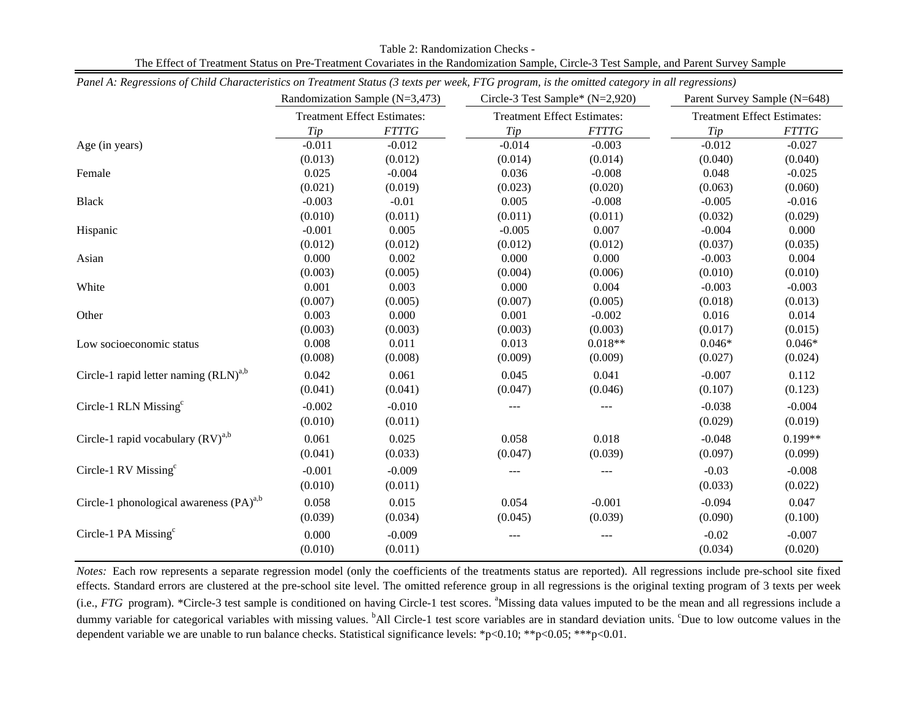Table 2: Randomization Checks -
The Effect of Treatment Status on Pre-Treatment Covariates in the Randomization Sample, Circle-3 Test Sample, and Parent Survey Sample

*Panel A: Regressions of Child Characteristics on Treatment Status (3 texts per week, FTG program, is the omitted category in all regressions)*

| | Randomization Sample (N=3,473) | | Circle-3 Test Sample* (N=2,920) | | Parent Survey Sample (N=648) | |
|---|---|---|---|---|---|---|
| | Treatment Effect Estimates: | | Treatment Effect Estimates: | | Treatment Effect Estimates: | |
| | *Tip* | *FTTTG* | *Tip* | *FTTTG* | *Tip* | *FTTTG* |
| Age (in years) | -0.011 | -0.012 | -0.014 | -0.003 | -0.012 | -0.027 |
| | (0.013) | (0.012) | (0.014) | (0.014) | (0.040) | (0.040) |
| Female | 0.025 | -0.004 | 0.036 | -0.008 | 0.048 | -0.025 |
| | (0.021) | (0.019) | (0.023) | (0.020) | (0.063) | (0.060) |
| Black | -0.003 | -0.01 | 0.005 | -0.008 | -0.005 | -0.016 |
| | (0.010) | (0.011) | (0.011) | (0.011) | (0.032) | (0.029) |
| Hispanic | -0.001 | 0.005 | -0.005 | 0.007 | -0.004 | 0.000 |
| | (0.012) | (0.012) | (0.012) | (0.012) | (0.037) | (0.035) |
| Asian | 0.000 | 0.002 | 0.000 | 0.000 | -0.003 | 0.004 |
| | (0.003) | (0.005) | (0.004) | (0.006) | (0.010) | (0.010) |
| White | 0.001 | 0.003 | 0.000 | 0.004 | -0.003 | -0.003 |
| | (0.007) | (0.005) | (0.007) | (0.005) | (0.018) | (0.013) |
| Other | 0.003 | 0.000 | 0.001 | -0.002 | 0.016 | 0.014 |
| | (0.003) | (0.003) | (0.003) | (0.003) | (0.017) | (0.015) |
| Low socioeconomic status | 0.008 | 0.011 | 0.013 | 0.018** | 0.046* | 0.046* |
| | (0.008) | (0.008) | (0.009) | (0.009) | (0.027) | (0.024) |
| Circle-1 rapid letter naming (RLN)[a,b] | 0.042 | 0.061 | 0.045 | 0.041 | -0.007 | 0.112 |
| | (0.041) | (0.041) | (0.047) | (0.046) | (0.107) | (0.123) |
| Circle-1 RLN Missing[c] | -0.002 | -0.010 | --- | --- | -0.038 | -0.004 |
| | (0.010) | (0.011) | | | (0.029) | (0.019) |
| Circle-1 rapid vocabulary (RV)[a,b] | 0.061 | 0.025 | 0.058 | 0.018 | -0.048 | 0.199** |
| | (0.041) | (0.033) | (0.047) | (0.039) | (0.097) | (0.099) |
| Circle-1 RV Missing[c] | -0.001 | -0.009 | --- | --- | -0.03 | -0.008 |
| | (0.010) | (0.011) | | | (0.033) | (0.022) |
| Circle-1 phonological awareness (PA)[a,b] | 0.058 | 0.015 | 0.054 | -0.001 | -0.094 | 0.047 |
| | (0.039) | (0.034) | (0.045) | (0.039) | (0.090) | (0.100) |
| Circle-1 PA Missing[c] | 0.000 | -0.009 | --- | --- | -0.02 | -0.007 |
| | (0.010) | (0.011) | | | (0.034) | (0.020) |

*Notes:* Each row represents a separate regression model (only the coefficients of the treatments status are reported). All regressions include pre-school site fixed effects. Standard errors are clustered at the pre-school site level. The omitted reference group in all regressions is the original texting program of 3 texts per week (i.e., *FTG* program). *Circle-3 test sample is conditioned on having Circle-1 test scores. [a]Missing data values imputed to be the mean and all regressions include a dummy variable for categorical variables with missing values. [b]All Circle-1 test score variables are in standard deviation units. [c]Due to low outcome values in the dependent variable we are unable to run balance checks. Statistical significance levels: *p<0.10; **p<0.05; ***p<0.01.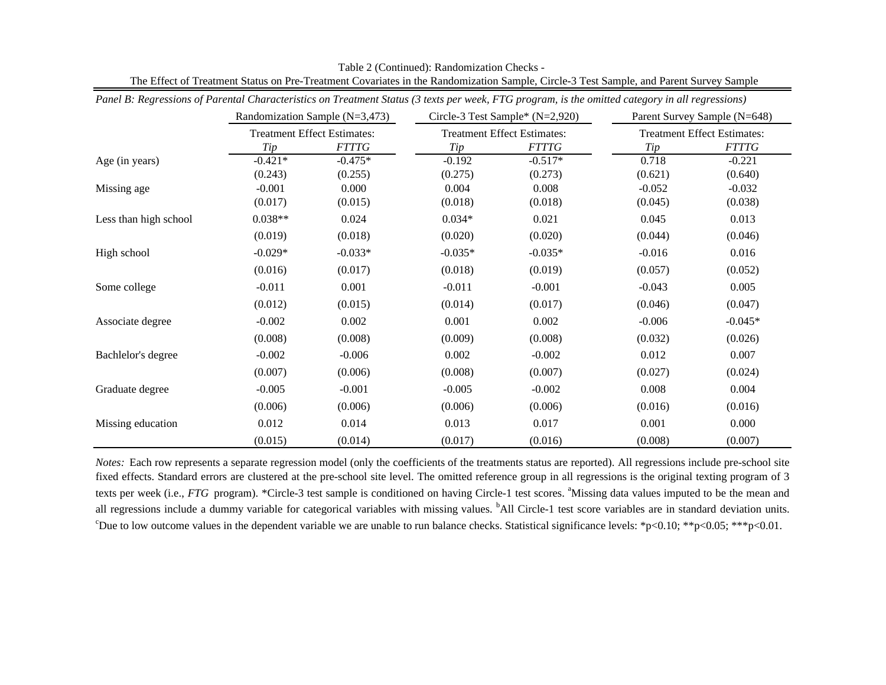Table 2 (Continued): Randomization Checks -
The Effect of Treatment Status on Pre-Treatment Covariates in the Randomization Sample, Circle-3 Test Sample, and Parent Survey Sample

*Panel B: Regressions of Parental Characteristics on Treatment Status (3 texts per week, FTG program, is the omitted category in all regressions)*

| | Randomization Sample (N=3,473) | | Circle-3 Test Sample* (N=2,920) | | Parent Survey Sample (N=648) | |
|---|---|---|---|---|---|---|
| | Treatment Effect Estimates: | | Treatment Effect Estimates: | | Treatment Effect Estimates: | |
| | *Tip* | *FTTTG* | *Tip* | *FTTTG* | *Tip* | *FTTTG* |
| Age (in years) | -0.421* | -0.475* | -0.192 | -0.517* | 0.718 | -0.221 |
| | (0.243) | (0.255) | (0.275) | (0.273) | (0.621) | (0.640) |
| Missing age | -0.001 | 0.000 | 0.004 | 0.008 | -0.052 | -0.032 |
| | (0.017) | (0.015) | (0.018) | (0.018) | (0.045) | (0.038) |
| Less than high school | 0.038** | 0.024 | 0.034* | 0.021 | 0.045 | 0.013 |
| | (0.019) | (0.018) | (0.020) | (0.020) | (0.044) | (0.046) |
| High school | -0.029* | -0.033* | -0.035* | -0.035* | -0.016 | 0.016 |
| | (0.016) | (0.017) | (0.018) | (0.019) | (0.057) | (0.052) |
| Some college | -0.011 | 0.001 | -0.011 | -0.001 | -0.043 | 0.005 |
| | (0.012) | (0.015) | (0.014) | (0.017) | (0.046) | (0.047) |
| Associate degree | -0.002 | 0.002 | 0.001 | 0.002 | -0.006 | -0.045* |
| | (0.008) | (0.008) | (0.009) | (0.008) | (0.032) | (0.026) |
| Bachlelor's degree | -0.002 | -0.006 | 0.002 | -0.002 | 0.012 | 0.007 |
| | (0.007) | (0.006) | (0.008) | (0.007) | (0.027) | (0.024) |
| Graduate degree | -0.005 | -0.001 | -0.005 | -0.002 | 0.008 | 0.004 |
| | (0.006) | (0.006) | (0.006) | (0.006) | (0.016) | (0.016) |
| Missing education | 0.012 | 0.014 | 0.013 | 0.017 | 0.001 | 0.000 |
| | (0.015) | (0.014) | (0.017) | (0.016) | (0.008) | (0.007) |

*Notes:* Each row represents a separate regression model (only the coefficients of the treatments status are reported). All regressions include pre-school site fixed effects. Standard errors are clustered at the pre-school site level. The omitted reference group in all regressions is the original texting program of 3 texts per week (i.e., *FTG* program). *Circle-3 test sample is conditioned on having Circle-1 test scores. [a]Missing data values imputed to be the mean and all regressions include a dummy variable for categorical variables with missing values. [b]All Circle-1 test score variables are in standard deviation units. [c]Due to low outcome values in the dependent variable we are unable to run balance checks. Statistical significance levels: *p<0.10; **p<0.05; ***p<0.01.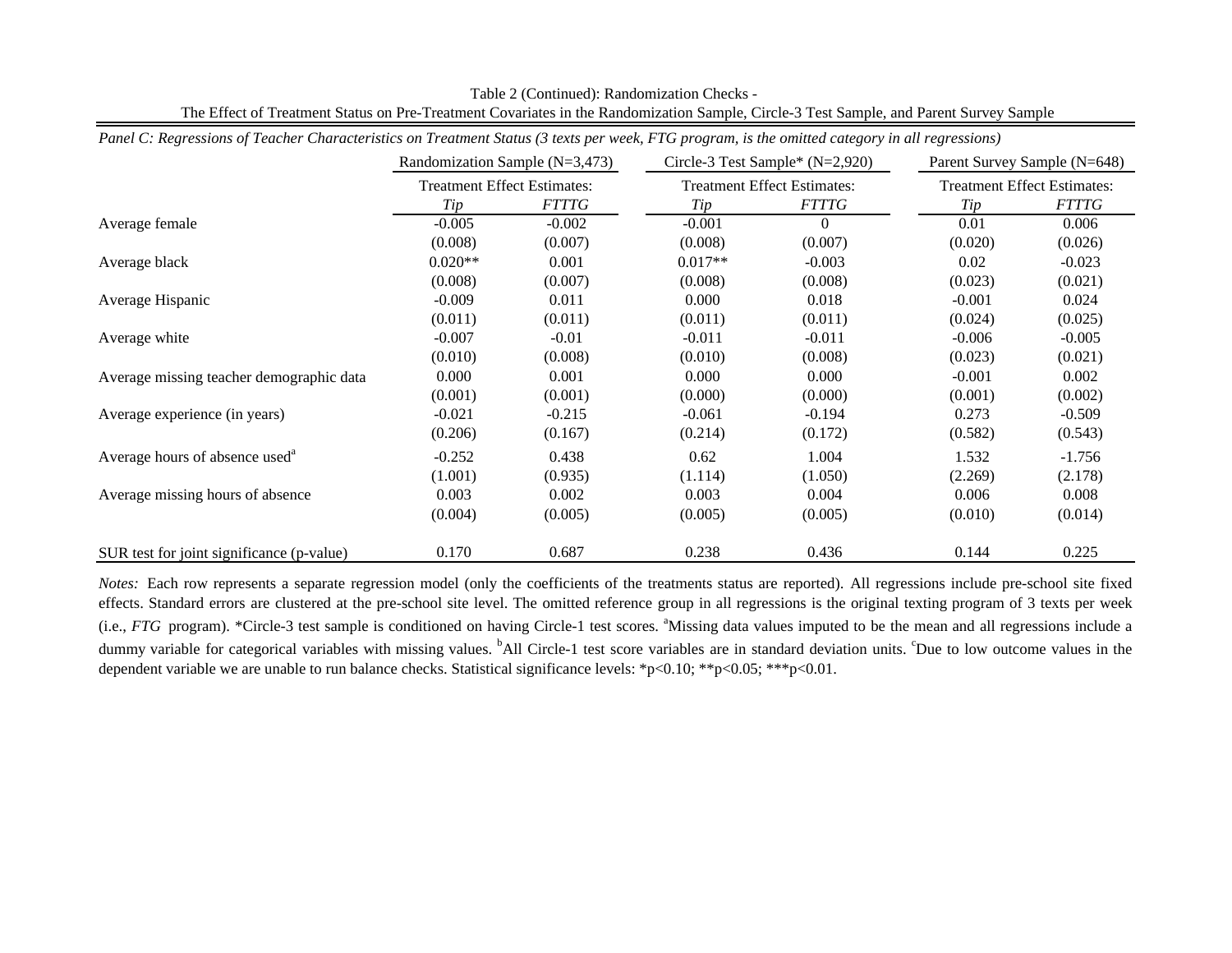Table 2 (Continued): Randomization Checks -
The Effect of Treatment Status on Pre-Treatment Covariates in the Randomization Sample, Circle-3 Test Sample, and Parent Survey Sample

*Panel C: Regressions of Teacher Characteristics on Treatment Status (3 texts per week, FTG program, is the omitted category in all regressions)*

| | Randomization Sample (N=3,473) | | Circle-3 Test Sample* (N=2,920) | | Parent Survey Sample (N=648) | |
|---|---|---|---|---|---|---|
| | Treatment Effect Estimates: | | Treatment Effect Estimates: | | Treatment Effect Estimates: | |
| | *Tip* | *FTTTG* | *Tip* | *FTTTG* | *Tip* | *FTTTG* |
| Average female | -0.005 | -0.002 | -0.001 | 0 | 0.01 | 0.006 |
| | (0.008) | (0.007) | (0.008) | (0.007) | (0.020) | (0.026) |
| Average black | 0.020** | 0.001 | 0.017** | -0.003 | 0.02 | -0.023 |
| | (0.008) | (0.007) | (0.008) | (0.008) | (0.023) | (0.021) |
| Average Hispanic | -0.009 | 0.011 | 0.000 | 0.018 | -0.001 | 0.024 |
| | (0.011) | (0.011) | (0.011) | (0.011) | (0.024) | (0.025) |
| Average white | -0.007 | -0.01 | -0.011 | -0.011 | -0.006 | -0.005 |
| | (0.010) | (0.008) | (0.010) | (0.008) | (0.023) | (0.021) |
| Average missing teacher demographic data | 0.000 | 0.001 | 0.000 | 0.000 | -0.001 | 0.002 |
| | (0.001) | (0.001) | (0.000) | (0.000) | (0.001) | (0.002) |
| Average experience (in years) | -0.021 | -0.215 | -0.061 | -0.194 | 0.273 | -0.509 |
| | (0.206) | (0.167) | (0.214) | (0.172) | (0.582) | (0.543) |
| Average hours of absence used[a] | -0.252 | 0.438 | 0.62 | 1.004 | 1.532 | -1.756 |
| | (1.001) | (0.935) | (1.114) | (1.050) | (2.269) | (2.178) |
| Average missing hours of absence | 0.003 | 0.002 | 0.003 | 0.004 | 0.006 | 0.008 |
| | (0.004) | (0.005) | (0.005) | (0.005) | (0.010) | (0.014) |
| SUR test for joint significance (p-value) | 0.170 | 0.687 | 0.238 | 0.436 | 0.144 | 0.225 |

*Notes:* Each row represents a separate regression model (only the coefficients of the treatments status are reported). All regressions include pre-school site fixed effects. Standard errors are clustered at the pre-school site level. The omitted reference group in all regressions is the original texting program of 3 texts per week (i.e., *FTG* program). *Circle-3 test sample is conditioned on having Circle-1 test scores. [a]Missing data values imputed to be the mean and all regressions include a dummy variable for categorical variables with missing values. [b]All Circle-1 test score variables are in standard deviation units. [c]Due to low outcome values in the dependent variable we are unable to run balance checks. Statistical significance levels: *p<0.10; **p<0.05; ***p<0.01.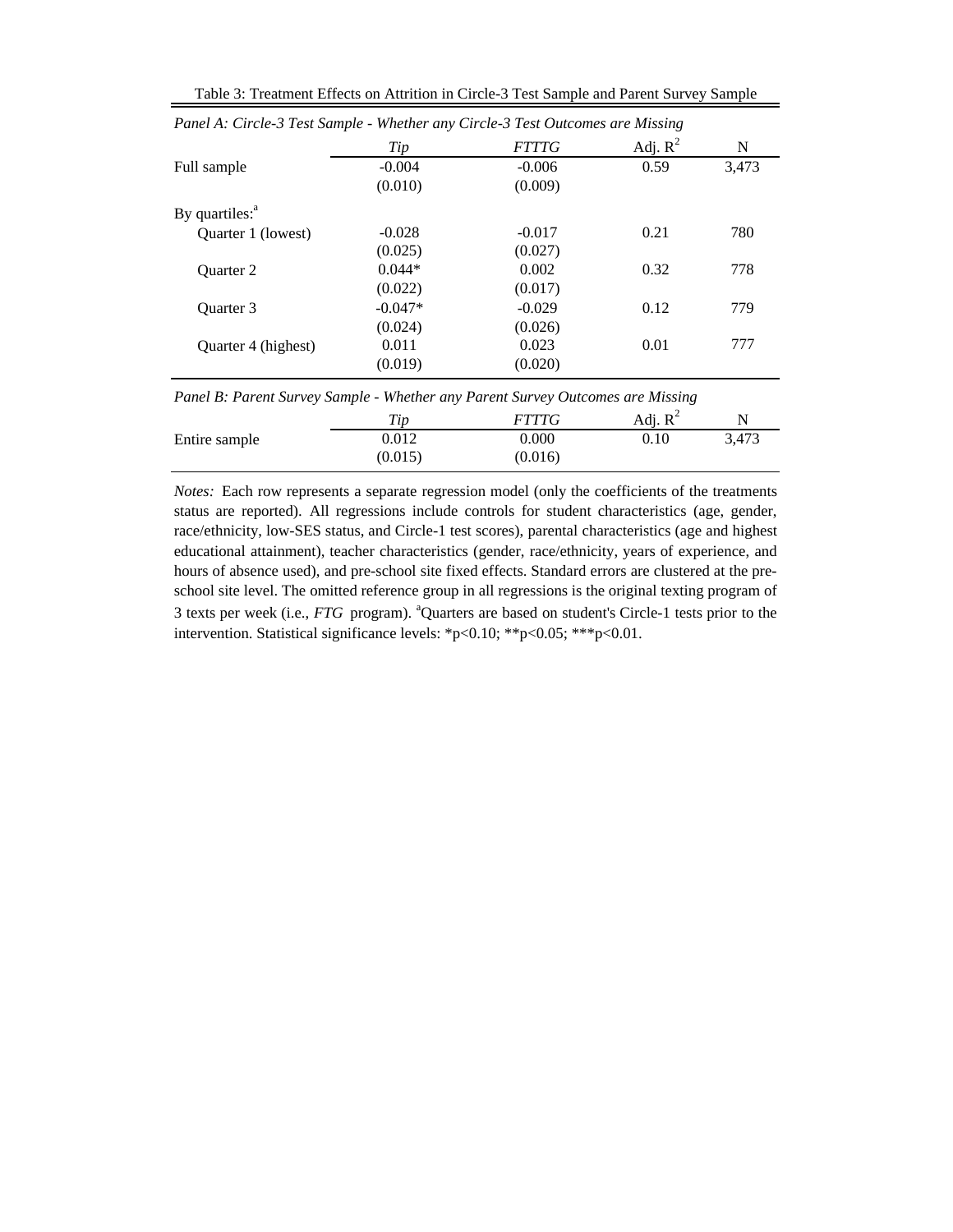Table 3: Treatment Effects on Attrition in Circle-3 Test Sample and Parent Survey Sample

*Panel A: Circle-3 Test Sample - Whether any Circle-3 Test Outcomes are Missing*

| | *Tip* | *FTTTG* | Adj. $R^2$ | N |
|---|---|---|---|---|
| Full sample | -0.004 | -0.006 | 0.59 | 3,473 |
| | (0.010) | (0.009) | | |
| By quartiles:[a] | | | | |
| Quarter 1 (lowest) | -0.028 | -0.017 | 0.21 | 780 |
| | (0.025) | (0.027) | | |
| Quarter 2 | 0.044* | 0.002 | 0.32 | 778 |
| | (0.022) | (0.017) | | |
| Quarter 3 | -0.047* | -0.029 | 0.12 | 779 |
| | (0.024) | (0.026) | | |
| Quarter 4 (highest) | 0.011 | 0.023 | 0.01 | 777 |
| | (0.019) | (0.020) | | |

*Panel B: Parent Survey Sample - Whether any Parent Survey Outcomes are Missing*

| | *Tip* | *FTTTG* | Adj. $R^2$ | N |
|---|---|---|---|---|
| Entire sample | 0.012 | 0.000 | 0.10 | 3,473 |
| | (0.015) | (0.016) | | |

*Notes:* Each row represents a separate regression model (only the coefficients of the treatments status are reported). All regressions include controls for student characteristics (age, gender, race/ethnicity, low-SES status, and Circle-1 test scores), parental characteristics (age and highest educational attainment), teacher characteristics (gender, race/ethnicity, years of experience, and hours of absence used), and pre-school site fixed effects. Standard errors are clustered at the pre-school site level. The omitted reference group in all regressions is the original texting program of 3 texts per week (i.e., *FTG* program). [a]Quarters are based on student's Circle-1 tests prior to the intervention. Statistical significance levels: *p<0.10; **p<0.05; ***p<0.01.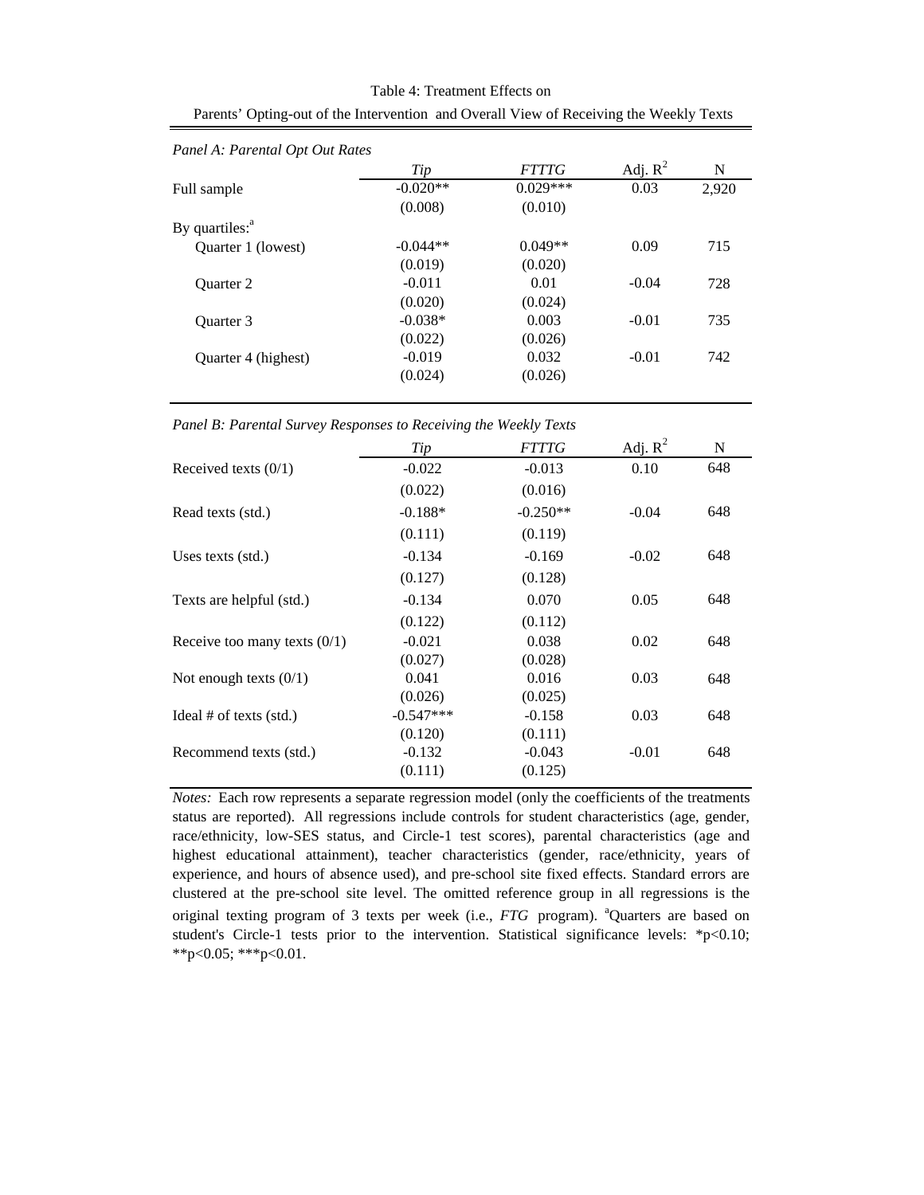Table 4: Treatment Effects on

Parents' Opting-out of the Intervention and Overall View of Receiving the Weekly Texts

*Panel A: Parental Opt Out Rates*

| | *Tip* | *FTTTG* | Adj. $R^2$ | N |
|---|---|---|---|---|
| Full sample | -0.020** | 0.029*** | 0.03 | 2,920 |
| | (0.008) | (0.010) | | |
| By quartiles:[a] | | | | |
| Quarter 1 (lowest) | -0.044** | 0.049** | 0.09 | 715 |
| | (0.019) | (0.020) | | |
| Quarter 2 | -0.011 | 0.01 | -0.04 | 728 |
| | (0.020) | (0.024) | | |
| Quarter 3 | -0.038* | 0.003 | -0.01 | 735 |
| | (0.022) | (0.026) | | |
| Quarter 4 (highest) | -0.019 | 0.032 | -0.01 | 742 |
| | (0.024) | (0.026) | | |

*Panel B: Parental Survey Responses to Receiving the Weekly Texts*

| | *Tip* | *FTTTG* | Adj. $R^2$ | N |
|---|---|---|---|---|
| Received texts (0/1) | -0.022 | -0.013 | 0.10 | 648 |
| | (0.022) | (0.016) | | |
| Read texts (std.) | -0.188* | -0.250** | -0.04 | 648 |
| | (0.111) | (0.119) | | |
| Uses texts (std.) | -0.134 | -0.169 | -0.02 | 648 |
| | (0.127) | (0.128) | | |
| Texts are helpful (std.) | -0.134 | 0.070 | 0.05 | 648 |
| | (0.122) | (0.112) | | |
| Receive too many texts (0/1) | -0.021 | 0.038 | 0.02 | 648 |
| | (0.027) | (0.028) | | |
| Not enough texts (0/1) | 0.041 | 0.016 | 0.03 | 648 |
| | (0.026) | (0.025) | | |
| Ideal # of texts (std.) | -0.547*** | -0.158 | 0.03 | 648 |
| | (0.120) | (0.111) | | |
| Recommend texts (std.) | -0.132 | -0.043 | -0.01 | 648 |
| | (0.111) | (0.125) | | |

*Notes:* Each row represents a separate regression model (only the coefficients of the treatments status are reported). All regressions include controls for student characteristics (age, gender, race/ethnicity, low-SES status, and Circle-1 test scores), parental characteristics (age and highest educational attainment), teacher characteristics (gender, race/ethnicity, years of experience, and hours of absence used), and pre-school site fixed effects. Standard errors are clustered at the pre-school site level. The omitted reference group in all regressions is the original texting program of 3 texts per week (i.e., *FTG* program). [a]Quarters are based on student's Circle-1 tests prior to the intervention. Statistical significance levels: *p<0.10; **p<0.05; ***p<0.01.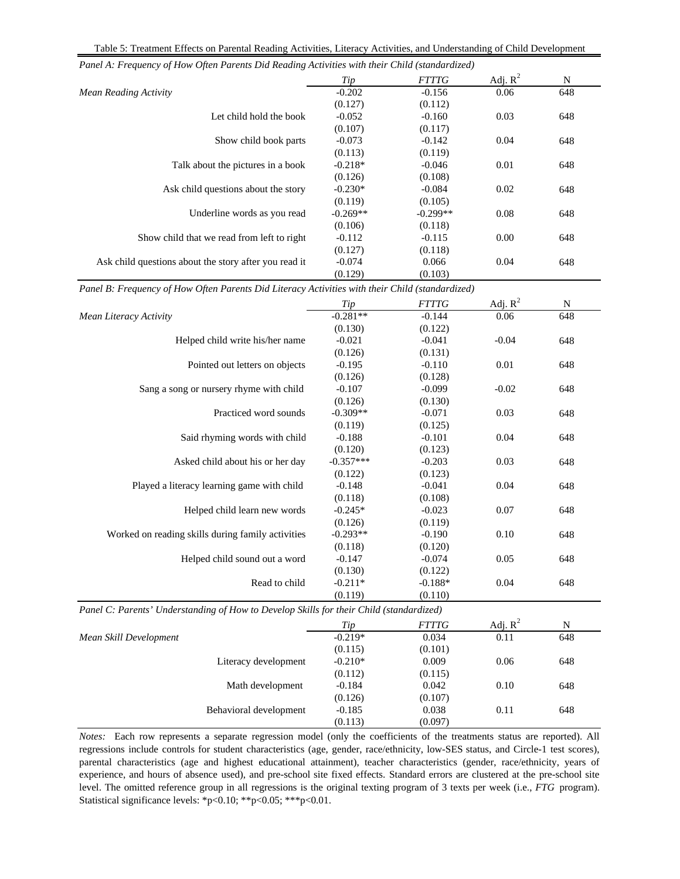Table 5: Treatment Effects on Parental Reading Activities, Literacy Activities, and Understanding of Child Development

*Panel A: Frequency of How Often Parents Did Reading Activities with their Child (standardized)*

| | *Tip* | *FTTTG* | Adj. $R^2$ | N |
|---|---|---|---|---|
| *Mean Reading Activity* | -0.202 | -0.156 | 0.06 | 648 |
| | (0.127) | (0.112) | | |
| Let child hold the book | -0.052 | -0.160 | 0.03 | 648 |
| | (0.107) | (0.117) | | |
| Show child book parts | -0.073 | -0.142 | 0.04 | 648 |
| | (0.113) | (0.119) | | |
| Talk about the pictures in a book | -0.218* | -0.046 | 0.01 | 648 |
| | (0.126) | (0.108) | | |
| Ask child questions about the story | -0.230* | -0.084 | 0.02 | 648 |
| | (0.119) | (0.105) | | |
| Underline words as you read | -0.269** | -0.299** | 0.08 | 648 |
| | (0.106) | (0.118) | | |
| Show child that we read from left to right | -0.112 | -0.115 | 0.00 | 648 |
| | (0.127) | (0.118) | | |
| Ask child questions about the story after you read it | -0.074 | 0.066 | 0.04 | 648 |
| | (0.129) | (0.103) | | |

*Panel B: Frequency of How Often Parents Did Literacy Activities with their Child (standardized)*

| | *Tip* | *FTTTG* | Adj. $R^2$ | N |
|---|---|---|---|---|
| *Mean Literacy Activity* | -0.281** | -0.144 | 0.06 | 648 |
| | (0.130) | (0.122) | | |
| Helped child write his/her name | -0.021 | -0.041 | -0.04 | 648 |
| | (0.126) | (0.131) | | |
| Pointed out letters on objects | -0.195 | -0.110 | 0.01 | 648 |
| | (0.126) | (0.128) | | |
| Sang a song or nursery rhyme with child | -0.107 | -0.099 | -0.02 | 648 |
| | (0.126) | (0.130) | | |
| Practiced word sounds | -0.309** | -0.071 | 0.03 | 648 |
| | (0.119) | (0.125) | | |
| Said rhyming words with child | -0.188 | -0.101 | 0.04 | 648 |
| | (0.120) | (0.123) | | |
| Asked child about his or her day | -0.357*** | -0.203 | 0.03 | 648 |
| | (0.122) | (0.123) | | |
| Played a literacy learning game with child | -0.148 | -0.041 | 0.04 | 648 |
| | (0.118) | (0.108) | | |
| Helped child learn new words | -0.245* | -0.023 | 0.07 | 648 |
| | (0.126) | (0.119) | | |
| Worked on reading skills during family activities | -0.293** | -0.190 | 0.10 | 648 |
| | (0.118) | (0.120) | | |
| Helped child sound out a word | -0.147 | -0.074 | 0.05 | 648 |
| | (0.130) | (0.122) | | |
| Read to child | -0.211* | -0.188* | 0.04 | 648 |
| | (0.119) | (0.110) | | |

*Panel C: Parents' Understanding of How to Develop Skills for their Child (standardized)*

| | *Tip* | *FTTTG* | Adj. $R^2$ | N |
|---|---|---|---|---|
| *Mean Skill Development* | -0.219* | 0.034 | 0.11 | 648 |
| | (0.115) | (0.101) | | |
| Literacy development | -0.210* | 0.009 | 0.06 | 648 |
| | (0.112) | (0.115) | | |
| Math development | -0.184 | 0.042 | 0.10 | 648 |
| | (0.126) | (0.107) | | |
| Behavioral development | -0.185 | 0.038 | 0.11 | 648 |
| | (0.113) | (0.097) | | |

*Notes:* Each row represents a separate regression model (only the coefficients of the treatments status are reported). All regressions include controls for student characteristics (age, gender, race/ethnicity, low-SES status, and Circle-1 test scores), parental characteristics (age and highest educational attainment), teacher characteristics (gender, race/ethnicity, years of experience, and hours of absence used), and pre-school site fixed effects. Standard errors are clustered at the pre-school site level. The omitted reference group in all regressions is the original texting program of 3 texts per week (i.e., *FTG* program). Statistical significance levels: *p<0.10; **p<0.05; ***p<0.01.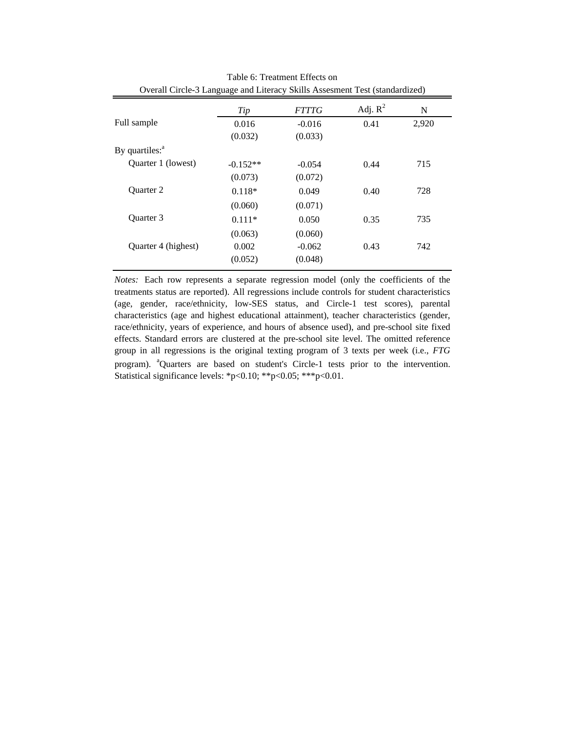Table 6: Treatment Effects on
Overall Circle-3 Language and Literacy Skills Assesment Test (standardized)

| | *Tip* | *FTTTG* | Adj. $R^2$ | N |
|---|---|---|---|---|
| Full sample | 0.016 | -0.016 | 0.41 | 2,920 |
| | (0.032) | (0.033) | | |
| By quartiles:[a] | | | | |
| Quarter 1 (lowest) | -0.152** | -0.054 | 0.44 | 715 |
| | (0.073) | (0.072) | | |
| Quarter 2 | 0.118* | 0.049 | 0.40 | 728 |
| | (0.060) | (0.071) | | |
| Quarter 3 | 0.111* | 0.050 | 0.35 | 735 |
| | (0.063) | (0.060) | | |
| Quarter 4 (highest) | 0.002 | -0.062 | 0.43 | 742 |
| | (0.052) | (0.048) | | |

*Notes:* Each row represents a separate regression model (only the coefficients of the treatments status are reported). All regressions include controls for student characteristics (age, gender, race/ethnicity, low-SES status, and Circle-1 test scores), parental characteristics (age and highest educational attainment), teacher characteristics (gender, race/ethnicity, years of experience, and hours of absence used), and pre-school site fixed effects. Standard errors are clustered at the pre-school site level. The omitted reference group in all regressions is the original texting program of 3 texts per week (i.e., *FTG* program). [a]Quarters are based on student's Circle-1 tests prior to the intervention. Statistical significance levels: *p<0.10; **p<0.05; ***p<0.01.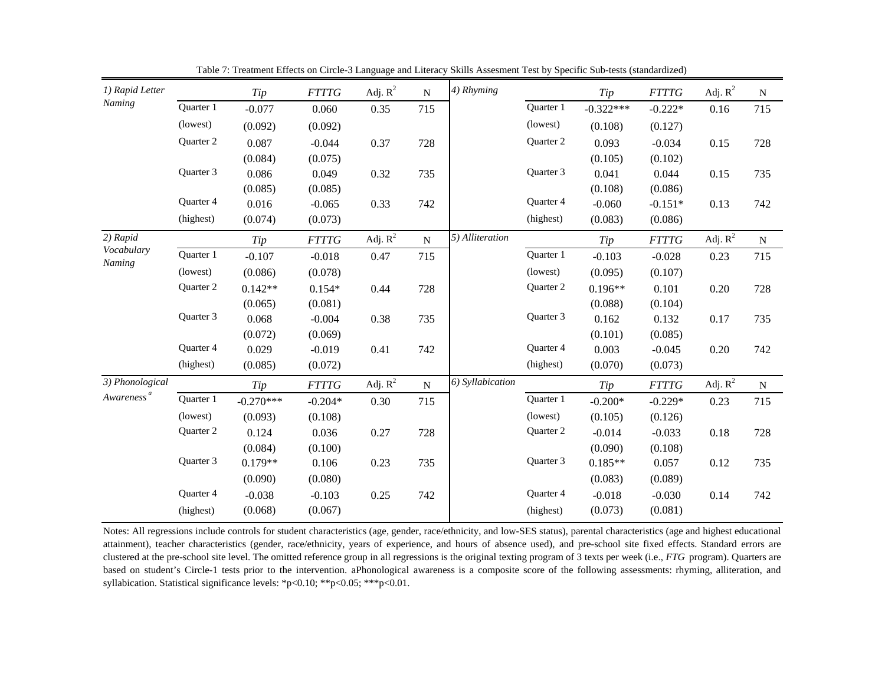Table 7: Treatment Effects on Circle-3 Language and Literacy Skills Assesment Test by Specific Sub-tests (standardized)

| | | *Tip* | *FTTTG* | Adj. $R^2$ | N | | | *Tip* | *FTTTG* | Adj. $R^2$ | N |
|---|---|---|---|---|---|---|---|---|---|---|---|
| *1) Rapid Letter Naming* | Quarter 1 | -0.077 | 0.060 | 0.35 | 715 | *4) Rhyming* | Quarter 1 | -0.322*** | -0.222* | 0.16 | 715 |
| | (lowest) | (0.092) | (0.092) | | | | (lowest) | (0.108) | (0.127) | | |
| | Quarter 2 | 0.087 | -0.044 | 0.37 | 728 | | Quarter 2 | 0.093 | -0.034 | 0.15 | 728 |
| | | (0.084) | (0.075) | | | | | (0.105) | (0.102) | | |
| | Quarter 3 | 0.086 | 0.049 | 0.32 | 735 | | Quarter 3 | 0.041 | 0.044 | 0.15 | 735 |
| | | (0.085) | (0.085) | | | | | (0.108) | (0.086) | | |
| | Quarter 4 | 0.016 | -0.065 | 0.33 | 742 | | Quarter 4 | -0.060 | -0.151* | 0.13 | 742 |
| | (highest) | (0.074) | (0.073) | | | | (highest) | (0.083) | (0.086) | | |
| *2) Rapid Vocabulary Naming* | | *Tip* | *FTTTG* | Adj. $R^2$ | N | *5) Alliteration* | | *Tip* | *FTTTG* | Adj. $R^2$ | N |
| | Quarter 1 | -0.107 | -0.018 | 0.47 | 715 | | Quarter 1 | -0.103 | -0.028 | 0.23 | 715 |
| | (lowest) | (0.086) | (0.078) | | | | (lowest) | (0.095) | (0.107) | | |
| | Quarter 2 | 0.142** | 0.154* | 0.44 | 728 | | Quarter 2 | 0.196** | 0.101 | 0.20 | 728 |
| | | (0.065) | (0.081) | | | | | (0.088) | (0.104) | | |
| | Quarter 3 | 0.068 | -0.004 | 0.38 | 735 | | Quarter 3 | 0.162 | 0.132 | 0.17 | 735 |
| | | (0.072) | (0.069) | | | | | (0.101) | (0.085) | | |
| | Quarter 4 | 0.029 | -0.019 | 0.41 | 742 | | Quarter 4 | 0.003 | -0.045 | 0.20 | 742 |
| | (highest) | (0.085) | (0.072) | | | | (highest) | (0.070) | (0.073) | | |
| *3) Phonological Awareness* [a] | | *Tip* | *FTTTG* | Adj. $R^2$ | N | *6) Syllabication* | | *Tip* | *FTTTG* | Adj. $R^2$ | N |
| | Quarter 1 | -0.270*** | -0.204* | 0.30 | 715 | | Quarter 1 | -0.200* | -0.229* | 0.23 | 715 |
| | (lowest) | (0.093) | (0.108) | | | | (lowest) | (0.105) | (0.126) | | |
| | Quarter 2 | 0.124 | 0.036 | 0.27 | 728 | | Quarter 2 | -0.014 | -0.033 | 0.18 | 728 |
| | | (0.084) | (0.100) | | | | | (0.090) | (0.108) | | |
| | Quarter 3 | 0.179** | 0.106 | 0.23 | 735 | | Quarter 3 | 0.185** | 0.057 | 0.12 | 735 |
| | | (0.090) | (0.080) | | | | | (0.083) | (0.089) | | |
| | Quarter 4 | -0.038 | -0.103 | 0.25 | 742 | | Quarter 4 | -0.018 | -0.030 | 0.14 | 742 |
| | (highest) | (0.068) | (0.067) | | | | (highest) | (0.073) | (0.081) | | |

Notes: All regressions include controls for student characteristics (age, gender, race/ethnicity, and low-SES status), parental characteristics (age and highest educational attainment), teacher characteristics (gender, race/ethnicity, years of experience, and hours of absence used), and pre-school site fixed effects. Standard errors are clustered at the pre-school site level. The omitted reference group in all regressions is the original texting program of 3 texts per week (i.e., *FTG* program). Quarters are based on student's Circle-1 tests prior to the intervention. aPhonological awareness is a composite score of the following assessments: rhyming, alliteration, and syllabication. Statistical significance levels: *p<0.10; **p<0.05; ***p<0.01.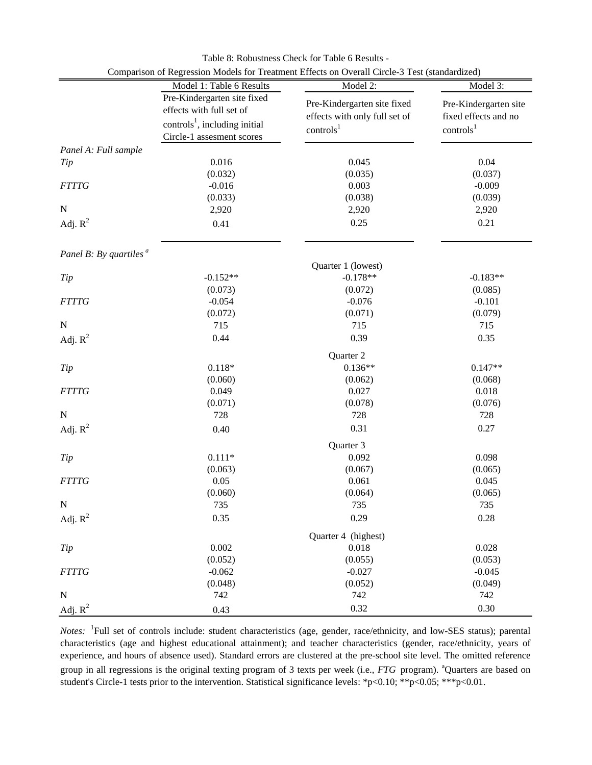Table 8: Robustness Check for Table 6 Results -
Comparison of Regression Models for Treatment Effects on Overall Circle-3 Test (standardized)

| | Model 1: Table 6 Results | Model 2: | Model 3: |
|---|---|---|---|
| | Pre-Kindergarten site fixed effects with full set of controls[1], including initial Circle-1 assesment scores | Pre-Kindergarten site fixed effects with only full set of controls[1] | Pre-Kindergarten site fixed effects and no controls[1] |
| *Panel A: Full sample* | | | |
| *Tip* | 0.016 | 0.045 | 0.04 |
| | (0.032) | (0.035) | (0.037) |
| *FTTTG* | -0.016 | 0.003 | -0.009 |
| | (0.033) | (0.038) | (0.039) |
| N | 2,920 | 2,920 | 2,920 |
| Adj. $R^2$ | 0.41 | 0.25 | 0.21 |
| *Panel B: By quartiles [a]* | | | |
| | | Quarter 1 (lowest) | |
| *Tip* | -0.152** | -0.178** | -0.183** |
| | (0.073) | (0.072) | (0.085) |
| *FTTTG* | -0.054 | -0.076 | -0.101 |
| | (0.072) | (0.071) | (0.079) |
| N | 715 | 715 | 715 |
| Adj. $R^2$ | 0.44 | 0.39 | 0.35 |
| | | Quarter 2 | |
| *Tip* | 0.118* | 0.136** | 0.147** |
| | (0.060) | (0.062) | (0.068) |
| *FTTTG* | 0.049 | 0.027 | 0.018 |
| | (0.071) | (0.078) | (0.076) |
| N | 728 | 728 | 728 |
| Adj. $R^2$ | 0.40 | 0.31 | 0.27 |
| | | Quarter 3 | |
| *Tip* | 0.111* | 0.092 | 0.098 |
| | (0.063) | (0.067) | (0.065) |
| *FTTTG* | 0.05 | 0.061 | 0.045 |
| | (0.060) | (0.064) | (0.065) |
| N | 735 | 735 | 735 |
| Adj. $R^2$ | 0.35 | 0.29 | 0.28 |
| | | Quarter 4 (highest) | |
| *Tip* | 0.002 | 0.018 | 0.028 |
| | (0.052) | (0.055) | (0.053) |
| *FTTTG* | -0.062 | -0.027 | -0.045 |
| | (0.048) | (0.052) | (0.049) |
| N | 742 | 742 | 742 |
| Adj. $R^2$ | 0.43 | 0.32 | 0.30 |

*Notes:* [1]Full set of controls include: student characteristics (age, gender, race/ethnicity, and low-SES status); parental characteristics (age and highest educational attainment); and teacher characteristics (gender, race/ethnicity, years of experience, and hours of absence used). Standard errors are clustered at the pre-school site level. The omitted reference group in all regressions is the original texting program of 3 texts per week (i.e., *FTG* program). [a]Quarters are based on student's Circle-1 tests prior to the intervention. Statistical significance levels: *p<0.10; **p<0.05; ***p<0.01.